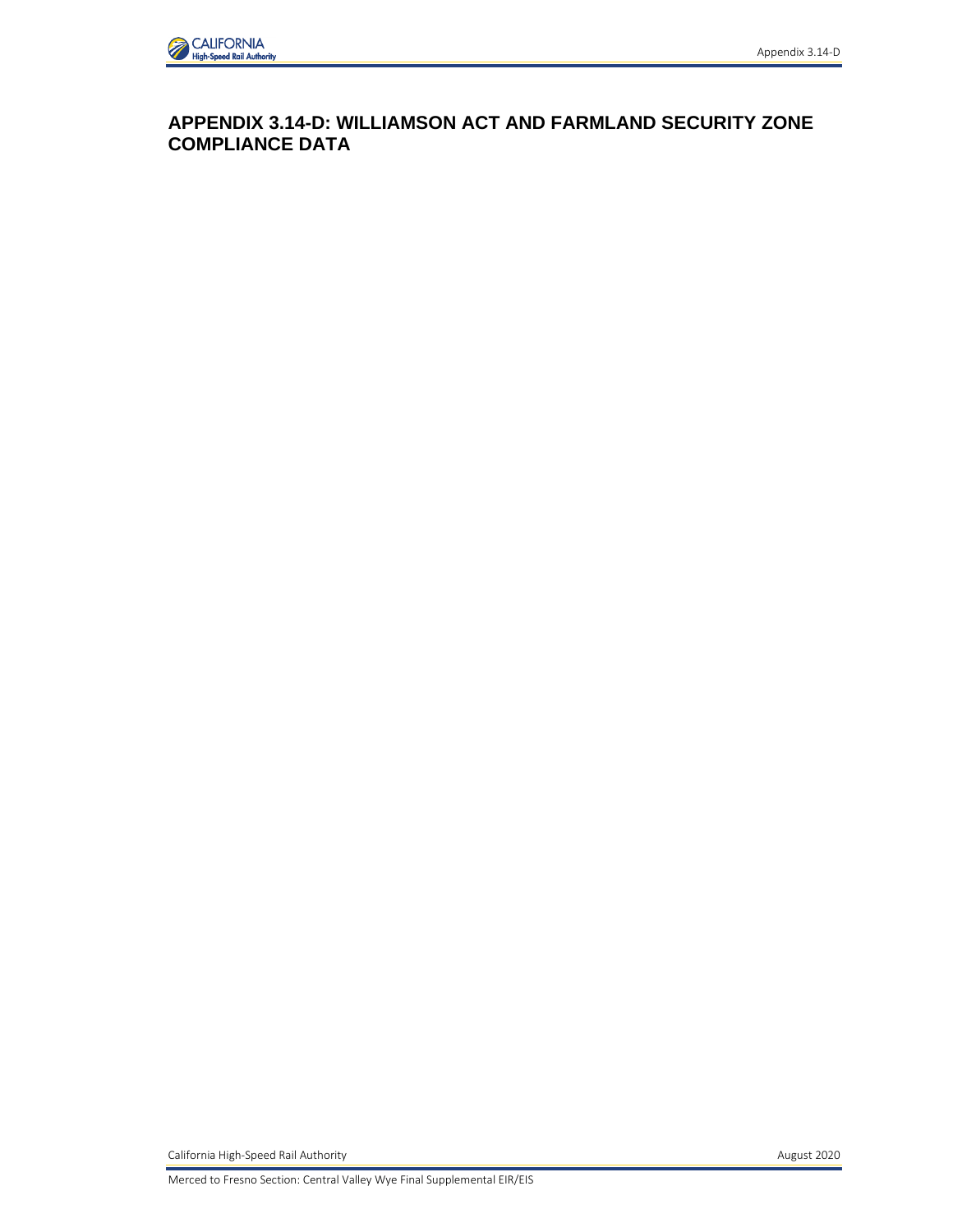# APPENDIX 3.14-D: WILLIAMSON ACT AND FARMLAND SECURITY ZONE COMPLIANCE DATA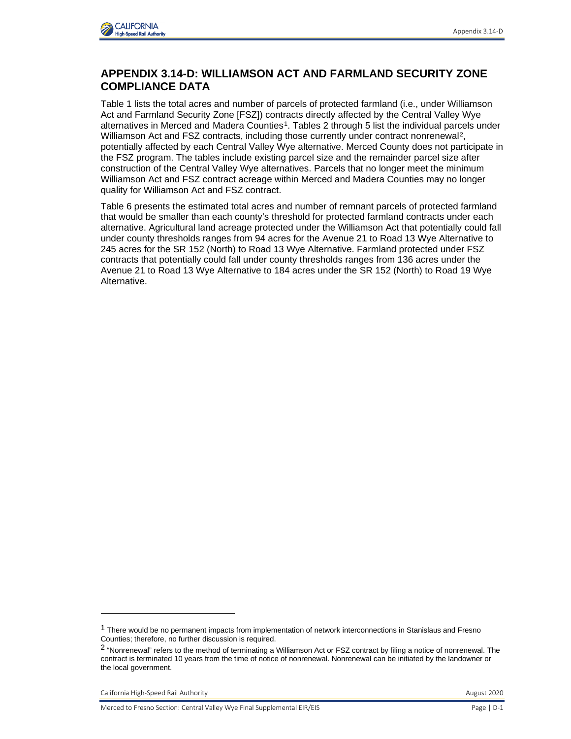## APPENDIX 3.14-D: WILLIAMSON ACT AND FARMLAND SECURITY ZONE COMPLIANCE DATA

Table 1 lists the total acres and number of parcels of protected farmland (i.e., under Williamson Act and Farmland Security Zone [FSZ]) contracts directly affected by the Central Valley Wye alternatives in Merced and Madera Counties[1]. Tables 2 through 5 list the individual parcels under Williamson Act and FSZ contracts, including those currently under contract nonrenewal[2], potentially affected by each Central Valley Wye alternative. Merced County does not participate in the FSZ program. The tables include existing parcel size and the remainder parcel size after construction of the Central Valley Wye alternatives. Parcels that no longer meet the minimum Williamson Act and FSZ contract acreage within Merced and Madera Counties may no longer quality for Williamson Act and FSZ contract.

Table 6 presents the estimated total acres and number of remnant parcels of protected farmland that would be smaller than each county's threshold for protected farmland contracts under each alternative. Agricultural land acreage protected under the Williamson Act that potentially could fall under county thresholds ranges from 94 acres for the Avenue 21 to Road 13 Wye Alternative to 245 acres for the SR 152 (North) to Road 13 Wye Alternative. Farmland protected under FSZ contracts that potentially could fall under county thresholds ranges from 136 acres under the Avenue 21 to Road 13 Wye Alternative to 184 acres under the SR 152 (North) to Road 19 Wye Alternative.

---

[1] There would be no permanent impacts from implementation of network interconnections in Stanislaus and Fresno Counties; therefore, no further discussion is required.

[2] "Nonrenewal" refers to the method of terminating a Williamson Act or FSZ contract by filing a notice of nonrenewal. The contract is terminated 10 years from the time of notice of nonrenewal. Nonrenewal can be initiated by the landowner or the local government.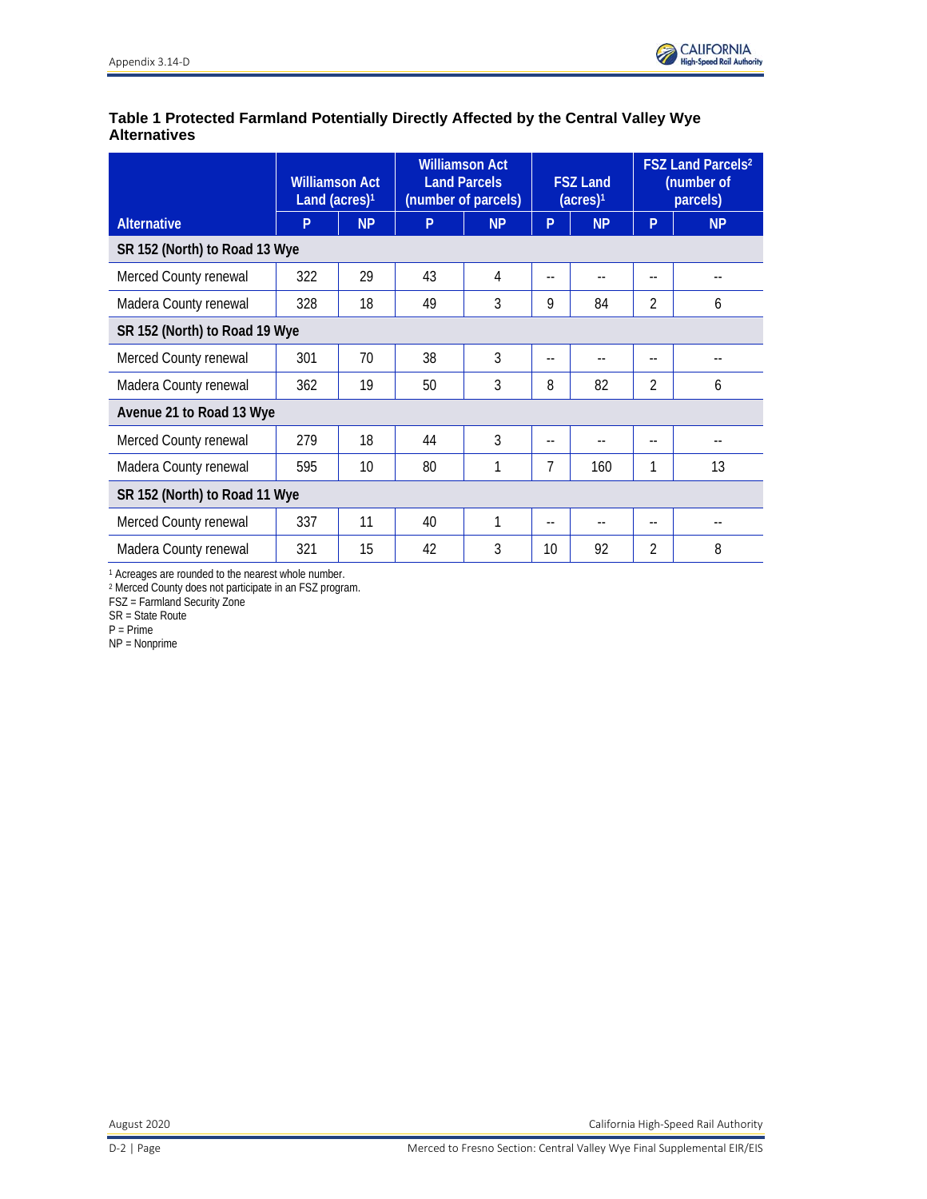**Table 1 Protected Farmland Potentially Directly Affected by the Central Valley Wye Alternatives**

| Alternative | Williamson Act Land (acres)[1] | | Williamson Act Land Parcels (number of parcels) | | FSZ Land (acres)[1] | | FSZ Land Parcels[2] (number of parcels) | |
|---|---|---|---|---|---|---|---|---|
| | P | NP | P | NP | P | NP | P | NP |
| **SR 152 (North) to Road 13 Wye** | | | | | | | | |
| Merced County renewal | 322 | 29 | 43 | 4 | -- | -- | -- | -- |
| Madera County renewal | 328 | 18 | 49 | 3 | 9 | 84 | 2 | 6 |
| **SR 152 (North) to Road 19 Wye** | | | | | | | | |
| Merced County renewal | 301 | 70 | 38 | 3 | -- | -- | -- | -- |
| Madera County renewal | 362 | 19 | 50 | 3 | 8 | 82 | 2 | 6 |
| **Avenue 21 to Road 13 Wye** | | | | | | | | |
| Merced County renewal | 279 | 18 | 44 | 3 | -- | -- | -- | -- |
| Madera County renewal | 595 | 10 | 80 | 1 | 7 | 160 | 1 | 13 |
| **SR 152 (North) to Road 11 Wye** | | | | | | | | |
| Merced County renewal | 337 | 11 | 40 | 1 | -- | -- | -- | -- |
| Madera County renewal | 321 | 15 | 42 | 3 | 10 | 92 | 2 | 8 |

[1] Acreages are rounded to the nearest whole number.
[2] Merced County does not participate in an FSZ program.
FSZ = Farmland Security Zone
SR = State Route
P = Prime
NP = Nonprime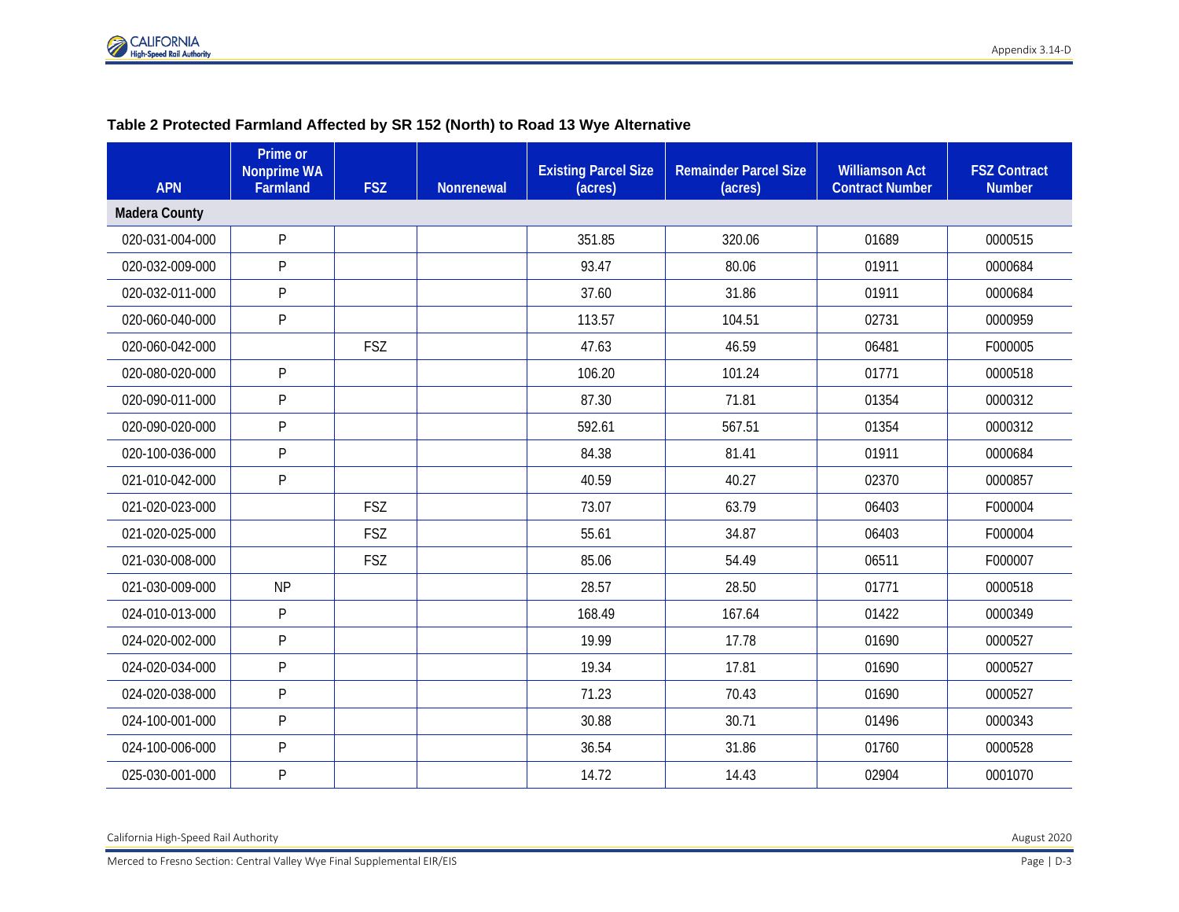**Table 2 Protected Farmland Affected by SR 152 (North) to Road 13 Wye Alternative**

| APN | Prime or Nonprime WA Farmland | FSZ | Nonrenewal | Existing Parcel Size (acres) | Remainder Parcel Size (acres) | Williamson Act Contract Number | FSZ Contract Number |
|---|---|---|---|---|---|---|---|
| **Madera County** | | | | | | | |
| 020-031-004-000 | P | | | 351.85 | 320.06 | 01689 | 0000515 |
| 020-032-009-000 | P | | | 93.47 | 80.06 | 01911 | 0000684 |
| 020-032-011-000 | P | | | 37.60 | 31.86 | 01911 | 0000684 |
| 020-060-040-000 | P | | | 113.57 | 104.51 | 02731 | 0000959 |
| 020-060-042-000 | | FSZ | | 47.63 | 46.59 | 06481 | F000005 |
| 020-080-020-000 | P | | | 106.20 | 101.24 | 01771 | 0000518 |
| 020-090-011-000 | P | | | 87.30 | 71.81 | 01354 | 0000312 |
| 020-090-020-000 | P | | | 592.61 | 567.51 | 01354 | 0000312 |
| 020-100-036-000 | P | | | 84.38 | 81.41 | 01911 | 0000684 |
| 021-010-042-000 | P | | | 40.59 | 40.27 | 02370 | 0000857 |
| 021-020-023-000 | | FSZ | | 73.07 | 63.79 | 06403 | F000004 |
| 021-020-025-000 | | FSZ | | 55.61 | 34.87 | 06403 | F000004 |
| 021-030-008-000 | | FSZ | | 85.06 | 54.49 | 06511 | F000007 |
| 021-030-009-000 | NP | | | 28.57 | 28.50 | 01771 | 0000518 |
| 024-010-013-000 | P | | | 168.49 | 167.64 | 01422 | 0000349 |
| 024-020-002-000 | P | | | 19.99 | 17.78 | 01690 | 0000527 |
| 024-020-034-000 | P | | | 19.34 | 17.81 | 01690 | 0000527 |
| 024-020-038-000 | P | | | 71.23 | 70.43 | 01690 | 0000527 |
| 024-100-001-000 | P | | | 30.88 | 30.71 | 01496 | 0000343 |
| 024-100-006-000 | P | | | 36.54 | 31.86 | 01760 | 0000528 |
| 025-030-001-000 | P | | | 14.72 | 14.43 | 02904 | 0001070 |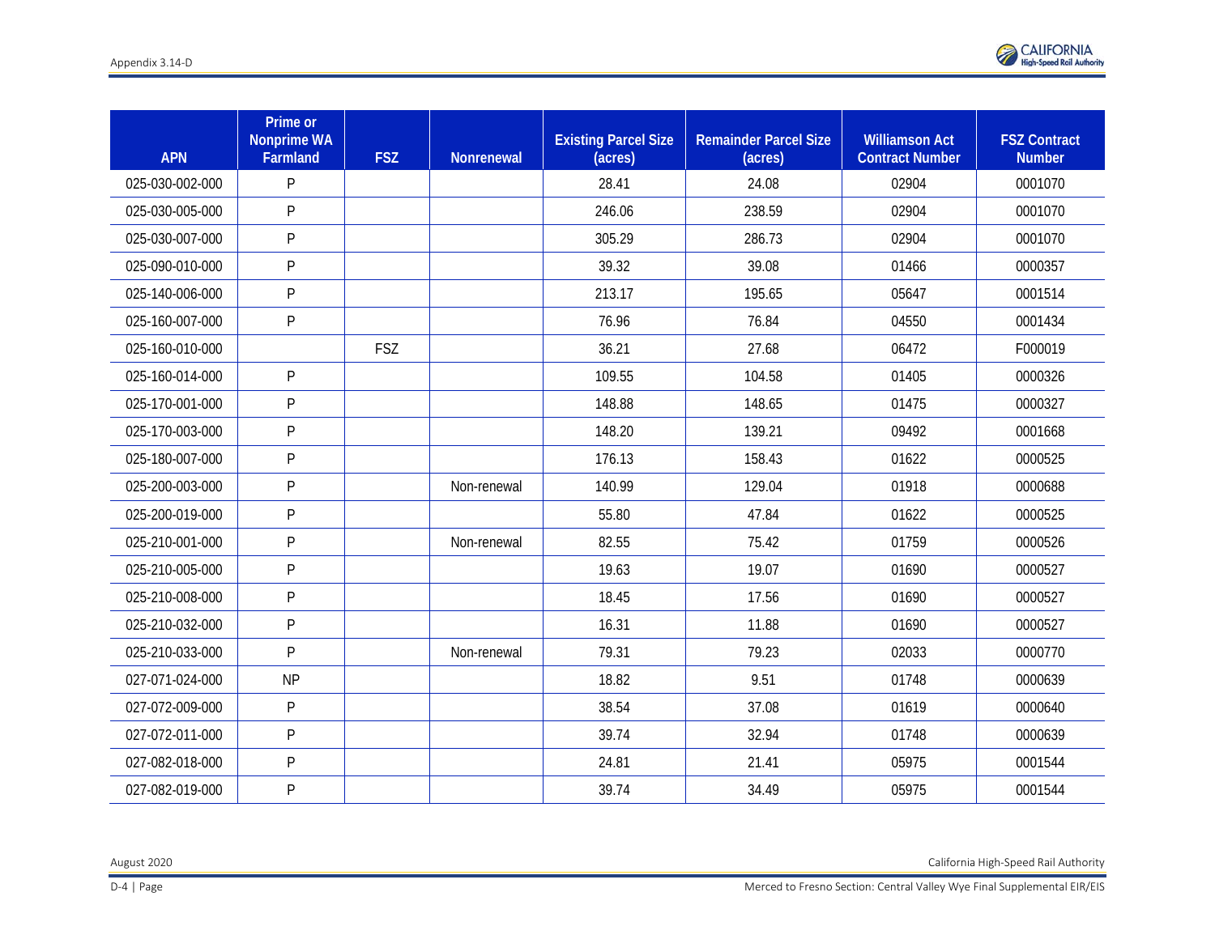| APN | Prime or Nonprime WA Farmland | FSZ | Nonrenewal | Existing Parcel Size (acres) | Remainder Parcel Size (acres) | Williamson Act Contract Number | FSZ Contract Number |
|---|---|---|---|---|---|---|---|
| 025-030-002-000 | P | | | 28.41 | 24.08 | 02904 | 0001070 |
| 025-030-005-000 | P | | | 246.06 | 238.59 | 02904 | 0001070 |
| 025-030-007-000 | P | | | 305.29 | 286.73 | 02904 | 0001070 |
| 025-090-010-000 | P | | | 39.32 | 39.08 | 01466 | 0000357 |
| 025-140-006-000 | P | | | 213.17 | 195.65 | 05647 | 0001514 |
| 025-160-007-000 | P | | | 76.96 | 76.84 | 04550 | 0001434 |
| 025-160-010-000 | | FSZ | | 36.21 | 27.68 | 06472 | F000019 |
| 025-160-014-000 | P | | | 109.55 | 104.58 | 01405 | 0000326 |
| 025-170-001-000 | P | | | 148.88 | 148.65 | 01475 | 0000327 |
| 025-170-003-000 | P | | | 148.20 | 139.21 | 09492 | 0001668 |
| 025-180-007-000 | P | | | 176.13 | 158.43 | 01622 | 0000525 |
| 025-200-003-000 | P | | Non-renewal | 140.99 | 129.04 | 01918 | 0000688 |
| 025-200-019-000 | P | | | 55.80 | 47.84 | 01622 | 0000525 |
| 025-210-001-000 | P | | Non-renewal | 82.55 | 75.42 | 01759 | 0000526 |
| 025-210-005-000 | P | | | 19.63 | 19.07 | 01690 | 0000527 |
| 025-210-008-000 | P | | | 18.45 | 17.56 | 01690 | 0000527 |
| 025-210-032-000 | P | | | 16.31 | 11.88 | 01690 | 0000527 |
| 025-210-033-000 | P | | Non-renewal | 79.31 | 79.23 | 02033 | 0000770 |
| 027-071-024-000 | NP | | | 18.82 | 9.51 | 01748 | 0000639 |
| 027-072-009-000 | P | | | 38.54 | 37.08 | 01619 | 0000640 |
| 027-072-011-000 | P | | | 39.74 | 32.94 | 01748 | 0000639 |
| 027-082-018-000 | P | | | 24.81 | 21.41 | 05975 | 0001544 |
| 027-082-019-000 | P | | | 39.74 | 34.49 | 05975 | 0001544 |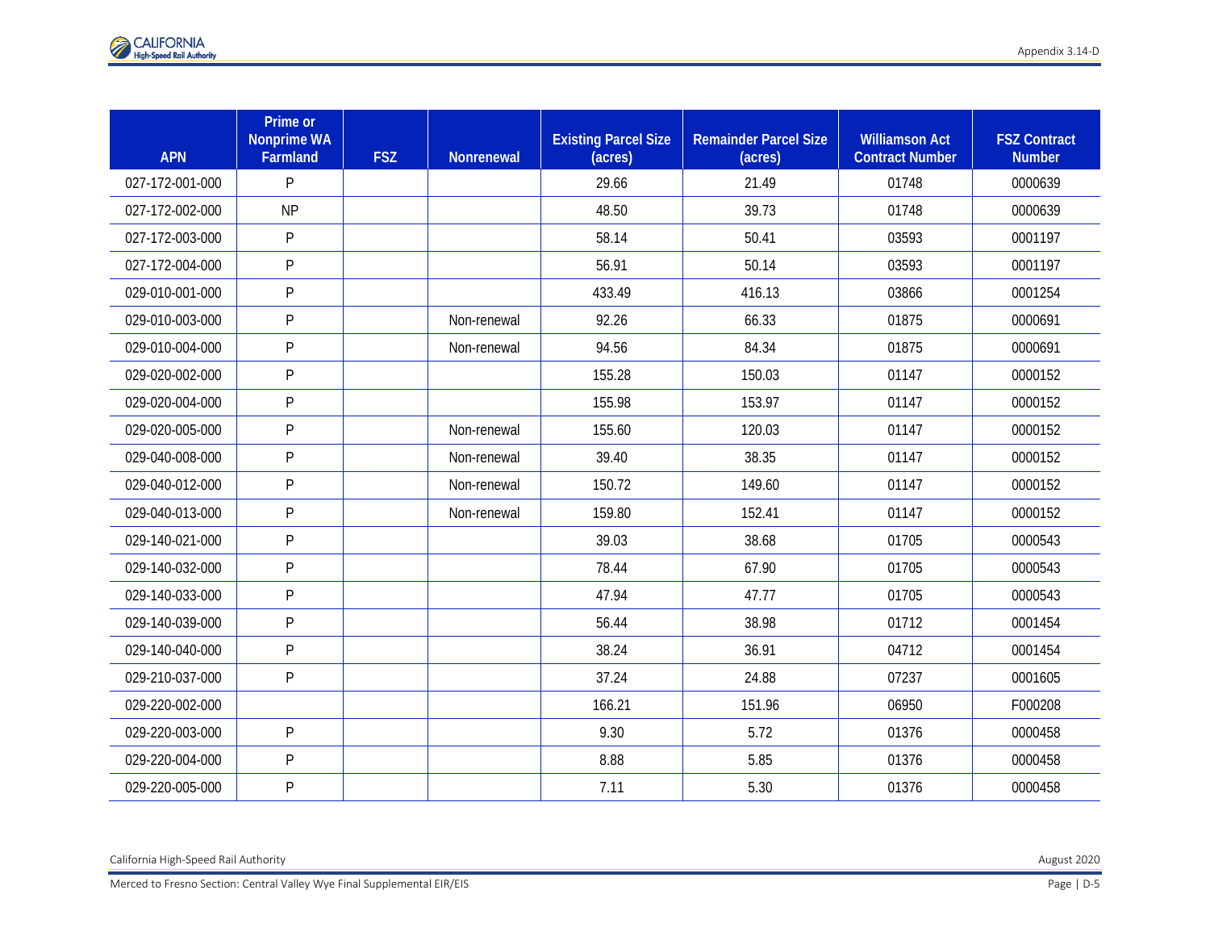| APN | Prime or Nonprime WA Farmland | FSZ | Nonrenewal | Existing Parcel Size (acres) | Remainder Parcel Size (acres) | Williamson Act Contract Number | FSZ Contract Number |
|---|---|---|---|---|---|---|---|
| 027-172-001-000 | P | | | 29.66 | 21.49 | 01748 | 0000639 |
| 027-172-002-000 | NP | | | 48.50 | 39.73 | 01748 | 0000639 |
| 027-172-003-000 | P | | | 58.14 | 50.41 | 03593 | 0001197 |
| 027-172-004-000 | P | | | 56.91 | 50.14 | 03593 | 0001197 |
| 029-010-001-000 | P | | | 433.49 | 416.13 | 03866 | 0001254 |
| 029-010-003-000 | P | | Non-renewal | 92.26 | 66.33 | 01875 | 0000691 |
| 029-010-004-000 | P | | Non-renewal | 94.56 | 84.34 | 01875 | 0000691 |
| 029-020-002-000 | P | | | 155.28 | 150.03 | 01147 | 0000152 |
| 029-020-004-000 | P | | | 155.98 | 153.97 | 01147 | 0000152 |
| 029-020-005-000 | P | | Non-renewal | 155.60 | 120.03 | 01147 | 0000152 |
| 029-040-008-000 | P | | Non-renewal | 39.40 | 38.35 | 01147 | 0000152 |
| 029-040-012-000 | P | | Non-renewal | 150.72 | 149.60 | 01147 | 0000152 |
| 029-040-013-000 | P | | Non-renewal | 159.80 | 152.41 | 01147 | 0000152 |
| 029-140-021-000 | P | | | 39.03 | 38.68 | 01705 | 0000543 |
| 029-140-032-000 | P | | | 78.44 | 67.90 | 01705 | 0000543 |
| 029-140-033-000 | P | | | 47.94 | 47.77 | 01705 | 0000543 |
| 029-140-039-000 | P | | | 56.44 | 38.98 | 01712 | 0001454 |
| 029-140-040-000 | P | | | 38.24 | 36.91 | 04712 | 0001454 |
| 029-210-037-000 | P | | | 37.24 | 24.88 | 07237 | 0001605 |
| 029-220-002-000 | | | | 166.21 | 151.96 | 06950 | F000208 |
| 029-220-003-000 | P | | | 9.30 | 5.72 | 01376 | 0000458 |
| 029-220-004-000 | P | | | 8.88 | 5.85 | 01376 | 0000458 |
| 029-220-005-000 | P | | | 7.11 | 5.30 | 01376 | 0000458 |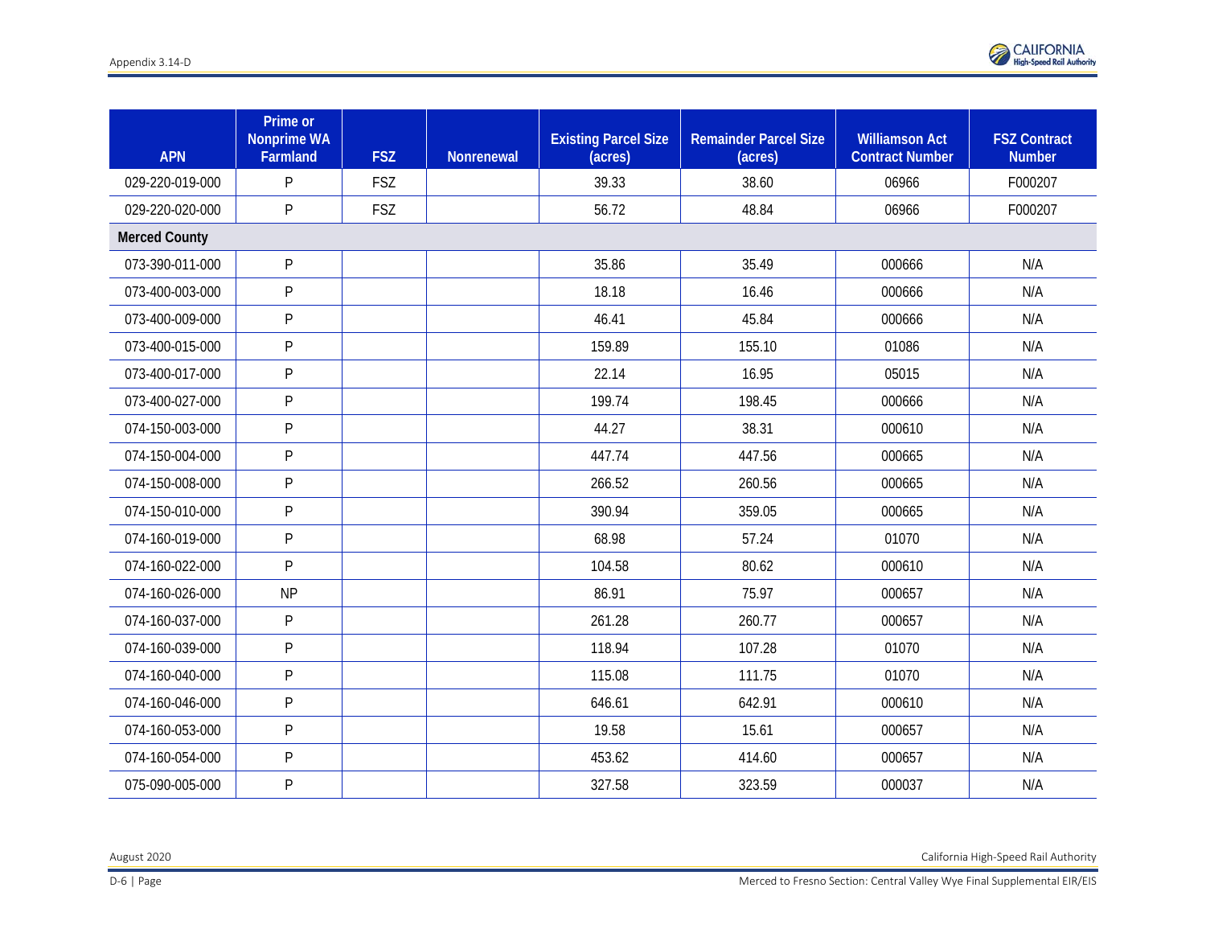| APN | Prime or Nonprime WA Farmland | FSZ | Nonrenewal | Existing Parcel Size (acres) | Remainder Parcel Size (acres) | Williamson Act Contract Number | FSZ Contract Number |
|---|---|---|---|---|---|---|---|
| 029-220-019-000 | P | FSZ | | 39.33 | 38.60 | 06966 | F000207 |
| 029-220-020-000 | P | FSZ | | 56.72 | 48.84 | 06966 | F000207 |
| **Merced County** | | | | | | | |
| 073-390-011-000 | P | | | 35.86 | 35.49 | 000666 | N/A |
| 073-400-003-000 | P | | | 18.18 | 16.46 | 000666 | N/A |
| 073-400-009-000 | P | | | 46.41 | 45.84 | 000666 | N/A |
| 073-400-015-000 | P | | | 159.89 | 155.10 | 01086 | N/A |
| 073-400-017-000 | P | | | 22.14 | 16.95 | 05015 | N/A |
| 073-400-027-000 | P | | | 199.74 | 198.45 | 000666 | N/A |
| 074-150-003-000 | P | | | 44.27 | 38.31 | 000610 | N/A |
| 074-150-004-000 | P | | | 447.74 | 447.56 | 000665 | N/A |
| 074-150-008-000 | P | | | 266.52 | 260.56 | 000665 | N/A |
| 074-150-010-000 | P | | | 390.94 | 359.05 | 000665 | N/A |
| 074-160-019-000 | P | | | 68.98 | 57.24 | 01070 | N/A |
| 074-160-022-000 | P | | | 104.58 | 80.62 | 000610 | N/A |
| 074-160-026-000 | NP | | | 86.91 | 75.97 | 000657 | N/A |
| 074-160-037-000 | P | | | 261.28 | 260.77 | 000657 | N/A |
| 074-160-039-000 | P | | | 118.94 | 107.28 | 01070 | N/A |
| 074-160-040-000 | P | | | 115.08 | 111.75 | 01070 | N/A |
| 074-160-046-000 | P | | | 646.61 | 642.91 | 000610 | N/A |
| 074-160-053-000 | P | | | 19.58 | 15.61 | 000657 | N/A |
| 074-160-054-000 | P | | | 453.62 | 414.60 | 000657 | N/A |
| 075-090-005-000 | P | | | 327.58 | 323.59 | 000037 | N/A |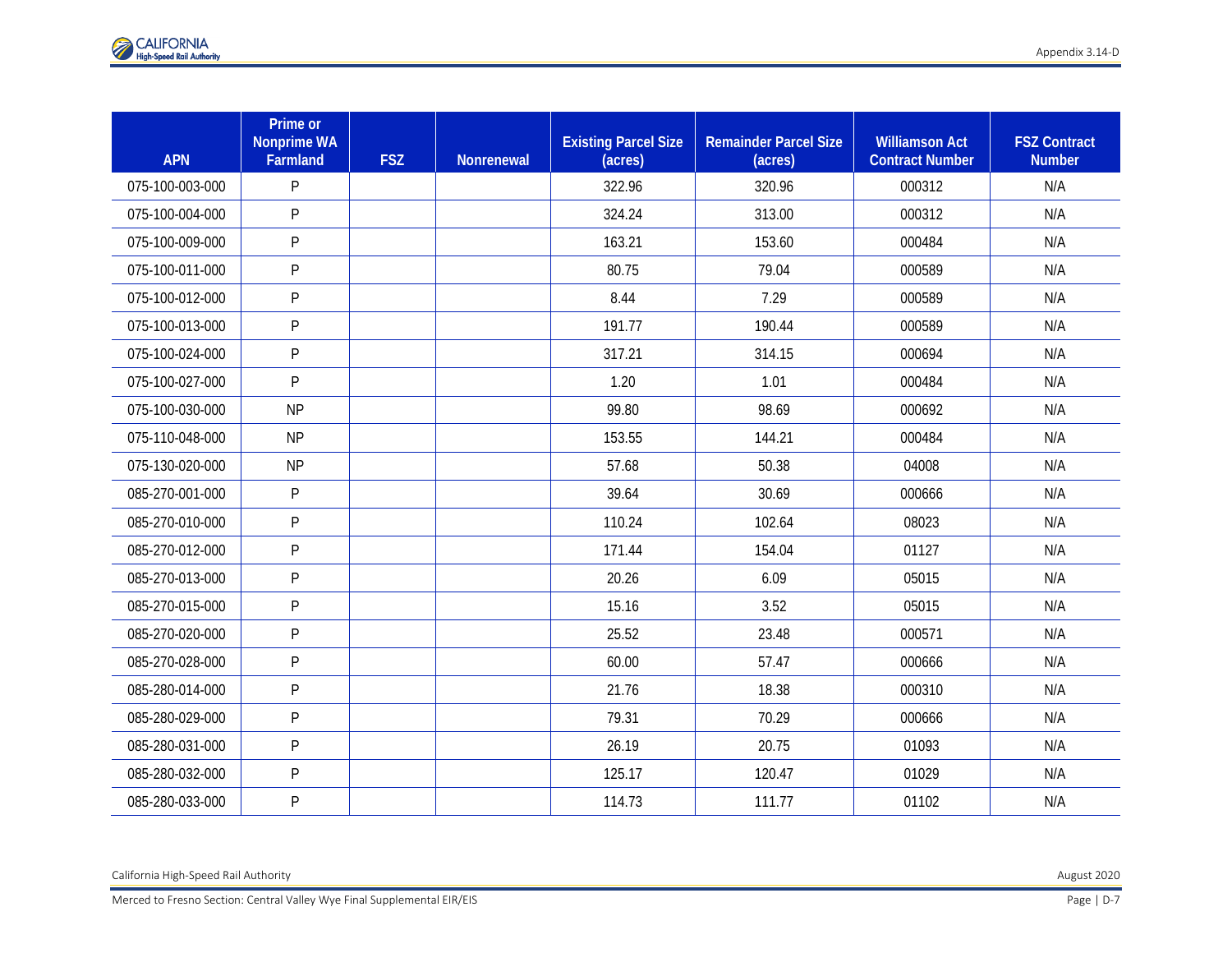| APN | Prime or Nonprime WA Farmland | FSZ | Nonrenewal | Existing Parcel Size (acres) | Remainder Parcel Size (acres) | Williamson Act Contract Number | FSZ Contract Number |
|---|---|---|---|---|---|---|---|
| 075-100-003-000 | P | | | 322.96 | 320.96 | 000312 | N/A |
| 075-100-004-000 | P | | | 324.24 | 313.00 | 000312 | N/A |
| 075-100-009-000 | P | | | 163.21 | 153.60 | 000484 | N/A |
| 075-100-011-000 | P | | | 80.75 | 79.04 | 000589 | N/A |
| 075-100-012-000 | P | | | 8.44 | 7.29 | 000589 | N/A |
| 075-100-013-000 | P | | | 191.77 | 190.44 | 000589 | N/A |
| 075-100-024-000 | P | | | 317.21 | 314.15 | 000694 | N/A |
| 075-100-027-000 | P | | | 1.20 | 1.01 | 000484 | N/A |
| 075-100-030-000 | NP | | | 99.80 | 98.69 | 000692 | N/A |
| 075-110-048-000 | NP | | | 153.55 | 144.21 | 000484 | N/A |
| 075-130-020-000 | NP | | | 57.68 | 50.38 | 04008 | N/A |
| 085-270-001-000 | P | | | 39.64 | 30.69 | 000666 | N/A |
| 085-270-010-000 | P | | | 110.24 | 102.64 | 08023 | N/A |
| 085-270-012-000 | P | | | 171.44 | 154.04 | 01127 | N/A |
| 085-270-013-000 | P | | | 20.26 | 6.09 | 05015 | N/A |
| 085-270-015-000 | P | | | 15.16 | 3.52 | 05015 | N/A |
| 085-270-020-000 | P | | | 25.52 | 23.48 | 000571 | N/A |
| 085-270-028-000 | P | | | 60.00 | 57.47 | 000666 | N/A |
| 085-280-014-000 | P | | | 21.76 | 18.38 | 000310 | N/A |
| 085-280-029-000 | P | | | 79.31 | 70.29 | 000666 | N/A |
| 085-280-031-000 | P | | | 26.19 | 20.75 | 01093 | N/A |
| 085-280-032-000 | P | | | 125.17 | 120.47 | 01029 | N/A |
| 085-280-033-000 | P | | | 114.73 | 111.77 | 01102 | N/A |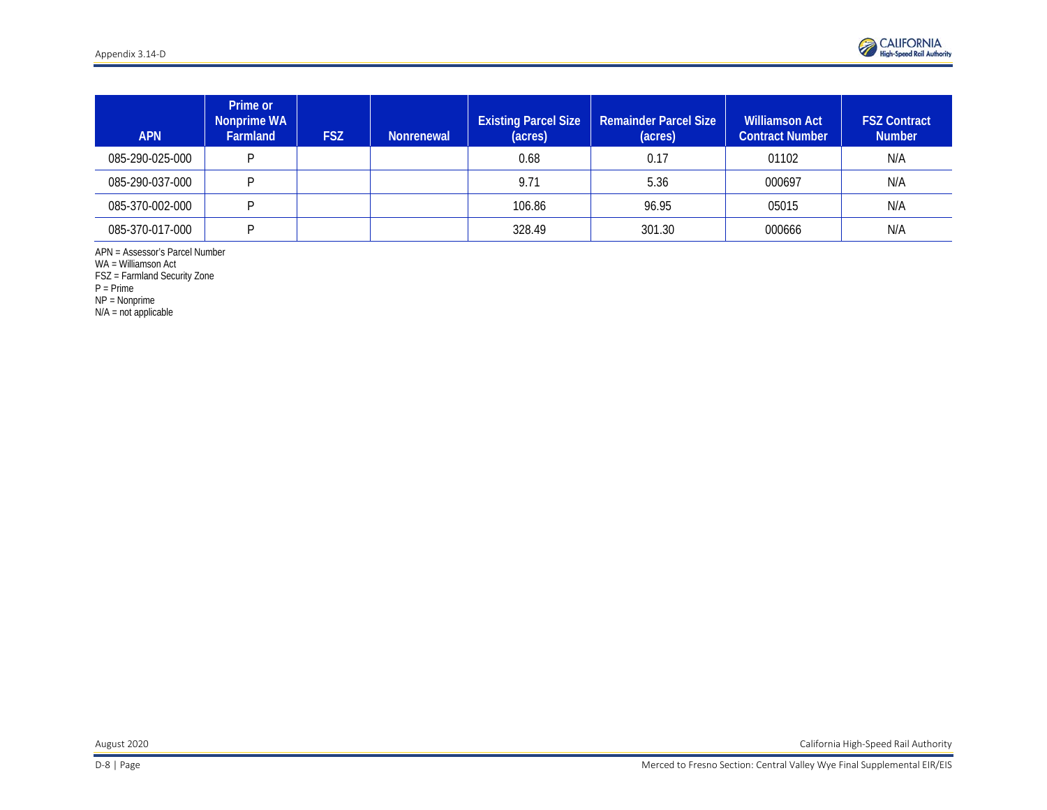| APN | Prime or Nonprime WA Farmland | FSZ | Nonrenewal | Existing Parcel Size (acres) | Remainder Parcel Size (acres) | Williamson Act Contract Number | FSZ Contract Number |
|---|---|---|---|---|---|---|---|
| 085-290-025-000 | P | | | 0.68 | 0.17 | 01102 | N/A |
| 085-290-037-000 | P | | | 9.71 | 5.36 | 000697 | N/A |
| 085-370-002-000 | P | | | 106.86 | 96.95 | 05015 | N/A |
| 085-370-017-000 | P | | | 328.49 | 301.30 | 000666 | N/A |

APN = Assessor's Parcel Number
WA = Williamson Act
FSZ = Farmland Security Zone
P = Prime
NP = Nonprime
N/A = not applicable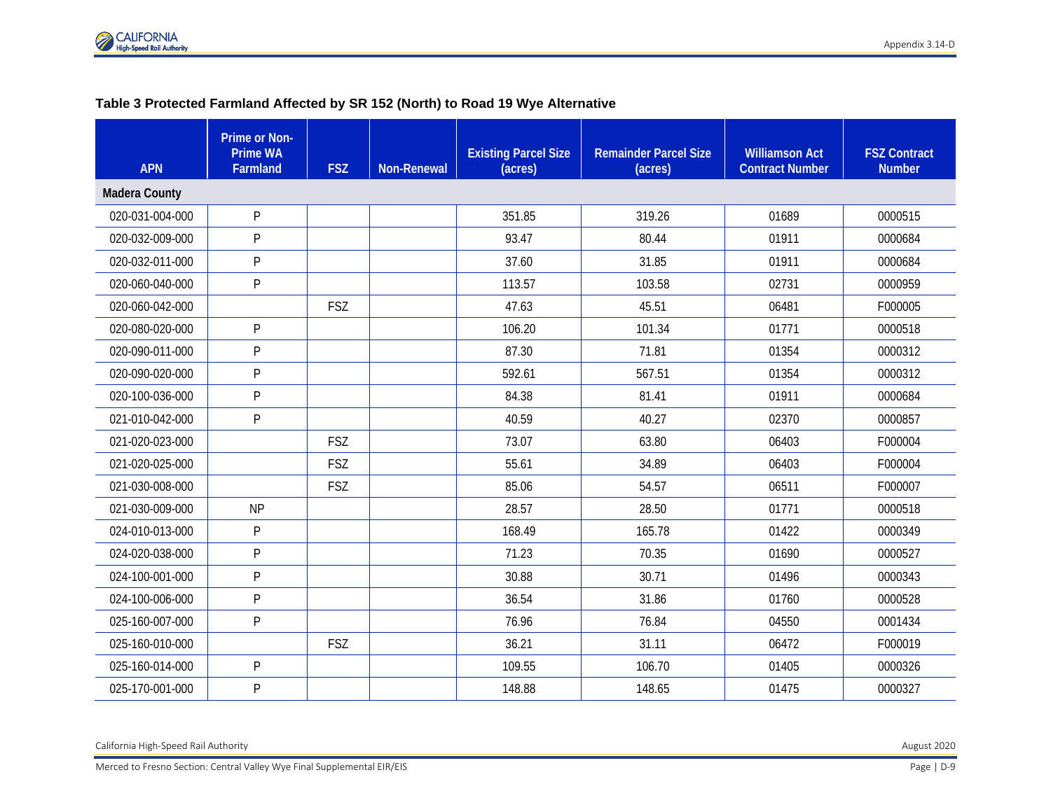**Table 3 Protected Farmland Affected by SR 152 (North) to Road 19 Wye Alternative**

| APN | Prime or Non-Prime WA Farmland | FSZ | Non-Renewal | Existing Parcel Size (acres) | Remainder Parcel Size (acres) | Williamson Act Contract Number | FSZ Contract Number |
|---|---|---|---|---|---|---|---|
| **Madera County** | | | | | | | |
| 020-031-004-000 | P | | | 351.85 | 319.26 | 01689 | 0000515 |
| 020-032-009-000 | P | | | 93.47 | 80.44 | 01911 | 0000684 |
| 020-032-011-000 | P | | | 37.60 | 31.85 | 01911 | 0000684 |
| 020-060-040-000 | P | | | 113.57 | 103.58 | 02731 | 0000959 |
| 020-060-042-000 | | FSZ | | 47.63 | 45.51 | 06481 | F000005 |
| 020-080-020-000 | P | | | 106.20 | 101.34 | 01771 | 0000518 |
| 020-090-011-000 | P | | | 87.30 | 71.81 | 01354 | 0000312 |
| 020-090-020-000 | P | | | 592.61 | 567.51 | 01354 | 0000312 |
| 020-100-036-000 | P | | | 84.38 | 81.41 | 01911 | 0000684 |
| 021-010-042-000 | P | | | 40.59 | 40.27 | 02370 | 0000857 |
| 021-020-023-000 | | FSZ | | 73.07 | 63.80 | 06403 | F000004 |
| 021-020-025-000 | | FSZ | | 55.61 | 34.89 | 06403 | F000004 |
| 021-030-008-000 | | FSZ | | 85.06 | 54.57 | 06511 | F000007 |
| 021-030-009-000 | NP | | | 28.57 | 28.50 | 01771 | 0000518 |
| 024-010-013-000 | P | | | 168.49 | 165.78 | 01422 | 0000349 |
| 024-020-038-000 | P | | | 71.23 | 70.35 | 01690 | 0000527 |
| 024-100-001-000 | P | | | 30.88 | 30.71 | 01496 | 0000343 |
| 024-100-006-000 | P | | | 36.54 | 31.86 | 01760 | 0000528 |
| 025-160-007-000 | P | | | 76.96 | 76.84 | 04550 | 0001434 |
| 025-160-010-000 | | FSZ | | 36.21 | 31.11 | 06472 | F000019 |
| 025-160-014-000 | P | | | 109.55 | 106.70 | 01405 | 0000326 |
| 025-170-001-000 | P | | | 148.88 | 148.65 | 01475 | 0000327 |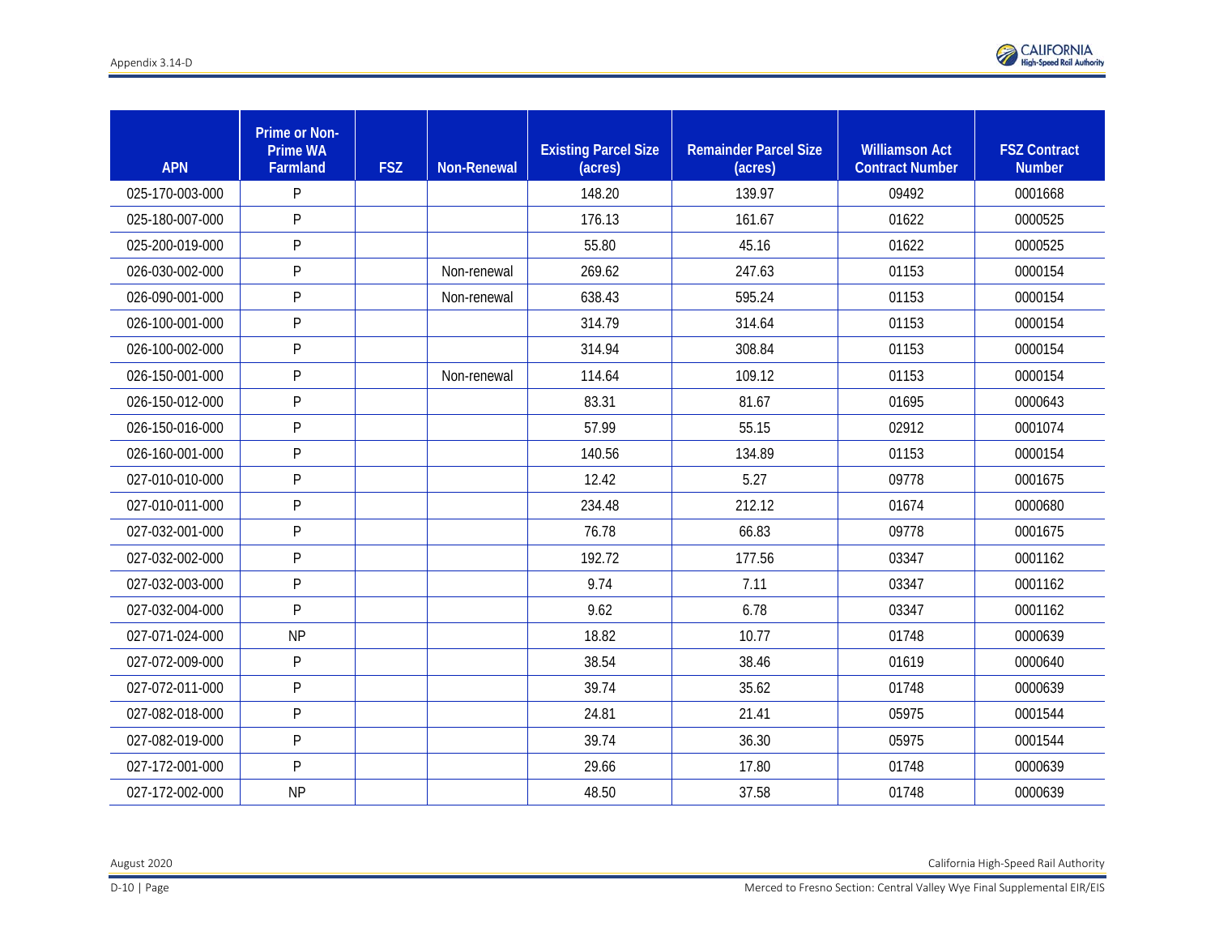| APN | Prime or Non-Prime WA Farmland | FSZ | Non-Renewal | Existing Parcel Size (acres) | Remainder Parcel Size (acres) | Williamson Act Contract Number | FSZ Contract Number |
|---|---|---|---|---|---|---|---|
| 025-170-003-000 | P | | | 148.20 | 139.97 | 09492 | 0001668 |
| 025-180-007-000 | P | | | 176.13 | 161.67 | 01622 | 0000525 |
| 025-200-019-000 | P | | | 55.80 | 45.16 | 01622 | 0000525 |
| 026-030-002-000 | P | | Non-renewal | 269.62 | 247.63 | 01153 | 0000154 |
| 026-090-001-000 | P | | Non-renewal | 638.43 | 595.24 | 01153 | 0000154 |
| 026-100-001-000 | P | | | 314.79 | 314.64 | 01153 | 0000154 |
| 026-100-002-000 | P | | | 314.94 | 308.84 | 01153 | 0000154 |
| 026-150-001-000 | P | | Non-renewal | 114.64 | 109.12 | 01153 | 0000154 |
| 026-150-012-000 | P | | | 83.31 | 81.67 | 01695 | 0000643 |
| 026-150-016-000 | P | | | 57.99 | 55.15 | 02912 | 0001074 |
| 026-160-001-000 | P | | | 140.56 | 134.89 | 01153 | 0000154 |
| 027-010-010-000 | P | | | 12.42 | 5.27 | 09778 | 0001675 |
| 027-010-011-000 | P | | | 234.48 | 212.12 | 01674 | 0000680 |
| 027-032-001-000 | P | | | 76.78 | 66.83 | 09778 | 0001675 |
| 027-032-002-000 | P | | | 192.72 | 177.56 | 03347 | 0001162 |
| 027-032-003-000 | P | | | 9.74 | 7.11 | 03347 | 0001162 |
| 027-032-004-000 | P | | | 9.62 | 6.78 | 03347 | 0001162 |
| 027-071-024-000 | NP | | | 18.82 | 10.77 | 01748 | 0000639 |
| 027-072-009-000 | P | | | 38.54 | 38.46 | 01619 | 0000640 |
| 027-072-011-000 | P | | | 39.74 | 35.62 | 01748 | 0000639 |
| 027-082-018-000 | P | | | 24.81 | 21.41 | 05975 | 0001544 |
| 027-082-019-000 | P | | | 39.74 | 36.30 | 05975 | 0001544 |
| 027-172-001-000 | P | | | 29.66 | 17.80 | 01748 | 0000639 |
| 027-172-002-000 | NP | | | 48.50 | 37.58 | 01748 | 0000639 |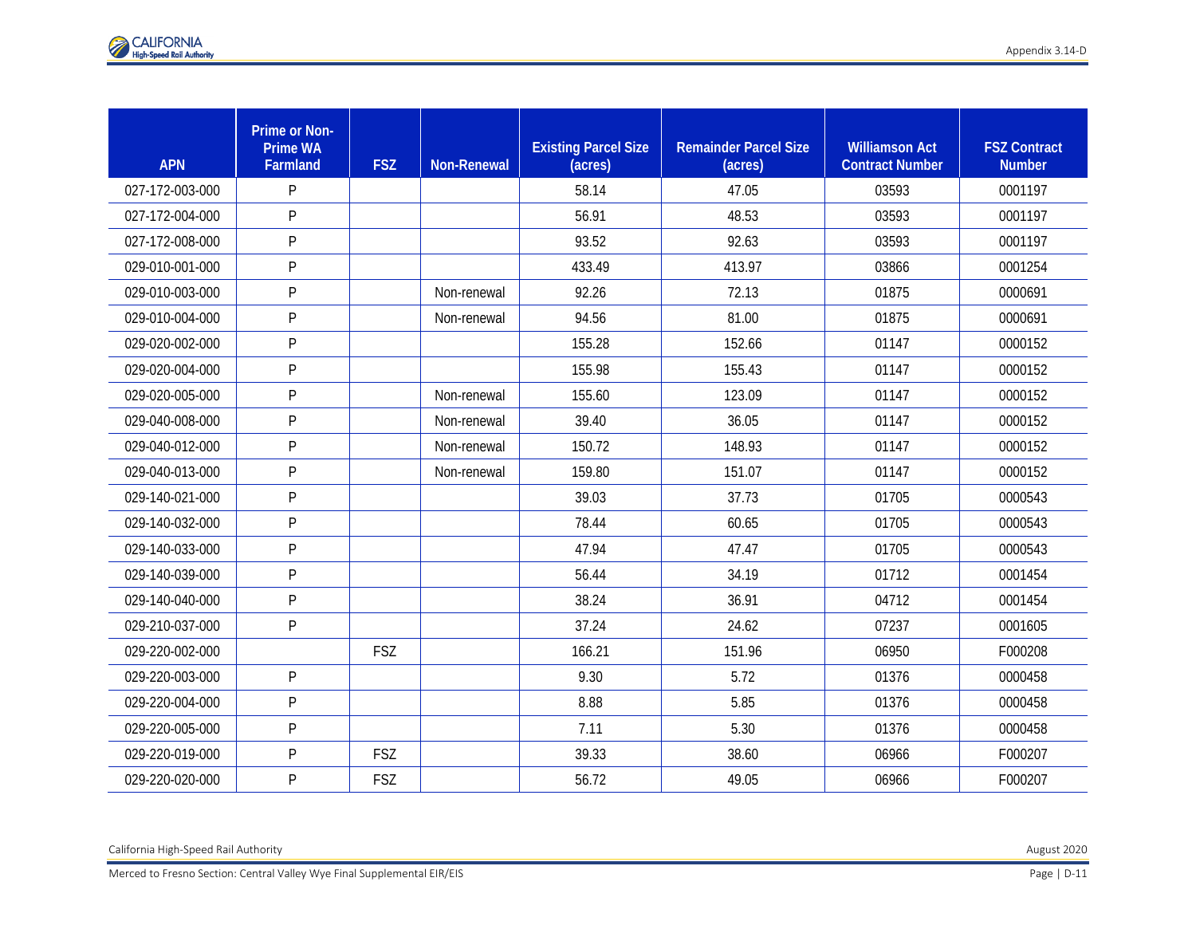| APN | Prime or Non-Prime WA Farmland | FSZ | Non-Renewal | Existing Parcel Size (acres) | Remainder Parcel Size (acres) | Williamson Act Contract Number | FSZ Contract Number |
|---|---|---|---|---|---|---|---|
| 027-172-003-000 | P | | | 58.14 | 47.05 | 03593 | 0001197 |
| 027-172-004-000 | P | | | 56.91 | 48.53 | 03593 | 0001197 |
| 027-172-008-000 | P | | | 93.52 | 92.63 | 03593 | 0001197 |
| 029-010-001-000 | P | | | 433.49 | 413.97 | 03866 | 0001254 |
| 029-010-003-000 | P | | Non-renewal | 92.26 | 72.13 | 01875 | 0000691 |
| 029-010-004-000 | P | | Non-renewal | 94.56 | 81.00 | 01875 | 0000691 |
| 029-020-002-000 | P | | | 155.28 | 152.66 | 01147 | 0000152 |
| 029-020-004-000 | P | | | 155.98 | 155.43 | 01147 | 0000152 |
| 029-020-005-000 | P | | Non-renewal | 155.60 | 123.09 | 01147 | 0000152 |
| 029-040-008-000 | P | | Non-renewal | 39.40 | 36.05 | 01147 | 0000152 |
| 029-040-012-000 | P | | Non-renewal | 150.72 | 148.93 | 01147 | 0000152 |
| 029-040-013-000 | P | | Non-renewal | 159.80 | 151.07 | 01147 | 0000152 |
| 029-140-021-000 | P | | | 39.03 | 37.73 | 01705 | 0000543 |
| 029-140-032-000 | P | | | 78.44 | 60.65 | 01705 | 0000543 |
| 029-140-033-000 | P | | | 47.94 | 47.47 | 01705 | 0000543 |
| 029-140-039-000 | P | | | 56.44 | 34.19 | 01712 | 0001454 |
| 029-140-040-000 | P | | | 38.24 | 36.91 | 04712 | 0001454 |
| 029-210-037-000 | P | | | 37.24 | 24.62 | 07237 | 0001605 |
| 029-220-002-000 | | FSZ | | 166.21 | 151.96 | 06950 | F000208 |
| 029-220-003-000 | P | | | 9.30 | 5.72 | 01376 | 0000458 |
| 029-220-004-000 | P | | | 8.88 | 5.85 | 01376 | 0000458 |
| 029-220-005-000 | P | | | 7.11 | 5.30 | 01376 | 0000458 |
| 029-220-019-000 | P | FSZ | | 39.33 | 38.60 | 06966 | F000207 |
| 029-220-020-000 | P | FSZ | | 56.72 | 49.05 | 06966 | F000207 |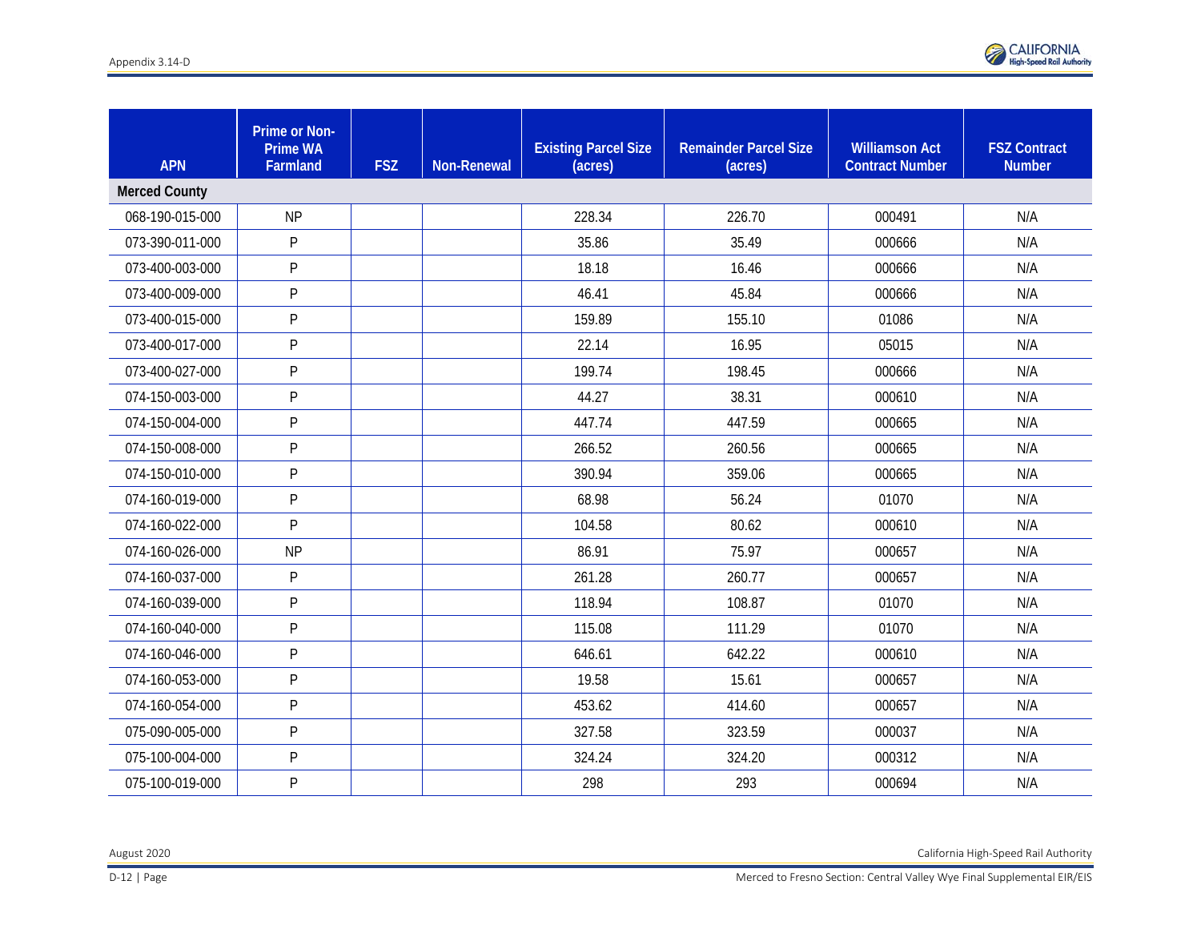| APN | Prime or Non-Prime WA Farmland | FSZ | Non-Renewal | Existing Parcel Size (acres) | Remainder Parcel Size (acres) | Williamson Act Contract Number | FSZ Contract Number |
|---|---|---|---|---|---|---|---|
| **Merced County** | | | | | | | |
| 068-190-015-000 | NP | | | 228.34 | 226.70 | 000491 | N/A |
| 073-390-011-000 | P | | | 35.86 | 35.49 | 000666 | N/A |
| 073-400-003-000 | P | | | 18.18 | 16.46 | 000666 | N/A |
| 073-400-009-000 | P | | | 46.41 | 45.84 | 000666 | N/A |
| 073-400-015-000 | P | | | 159.89 | 155.10 | 01086 | N/A |
| 073-400-017-000 | P | | | 22.14 | 16.95 | 05015 | N/A |
| 073-400-027-000 | P | | | 199.74 | 198.45 | 000666 | N/A |
| 074-150-003-000 | P | | | 44.27 | 38.31 | 000610 | N/A |
| 074-150-004-000 | P | | | 447.74 | 447.59 | 000665 | N/A |
| 074-150-008-000 | P | | | 266.52 | 260.56 | 000665 | N/A |
| 074-150-010-000 | P | | | 390.94 | 359.06 | 000665 | N/A |
| 074-160-019-000 | P | | | 68.98 | 56.24 | 01070 | N/A |
| 074-160-022-000 | P | | | 104.58 | 80.62 | 000610 | N/A |
| 074-160-026-000 | NP | | | 86.91 | 75.97 | 000657 | N/A |
| 074-160-037-000 | P | | | 261.28 | 260.77 | 000657 | N/A |
| 074-160-039-000 | P | | | 118.94 | 108.87 | 01070 | N/A |
| 074-160-040-000 | P | | | 115.08 | 111.29 | 01070 | N/A |
| 074-160-046-000 | P | | | 646.61 | 642.22 | 000610 | N/A |
| 074-160-053-000 | P | | | 19.58 | 15.61 | 000657 | N/A |
| 074-160-054-000 | P | | | 453.62 | 414.60 | 000657 | N/A |
| 075-090-005-000 | P | | | 327.58 | 323.59 | 000037 | N/A |
| 075-100-004-000 | P | | | 324.24 | 324.20 | 000312 | N/A |
| 075-100-019-000 | P | | | 298 | 293 | 000694 | N/A |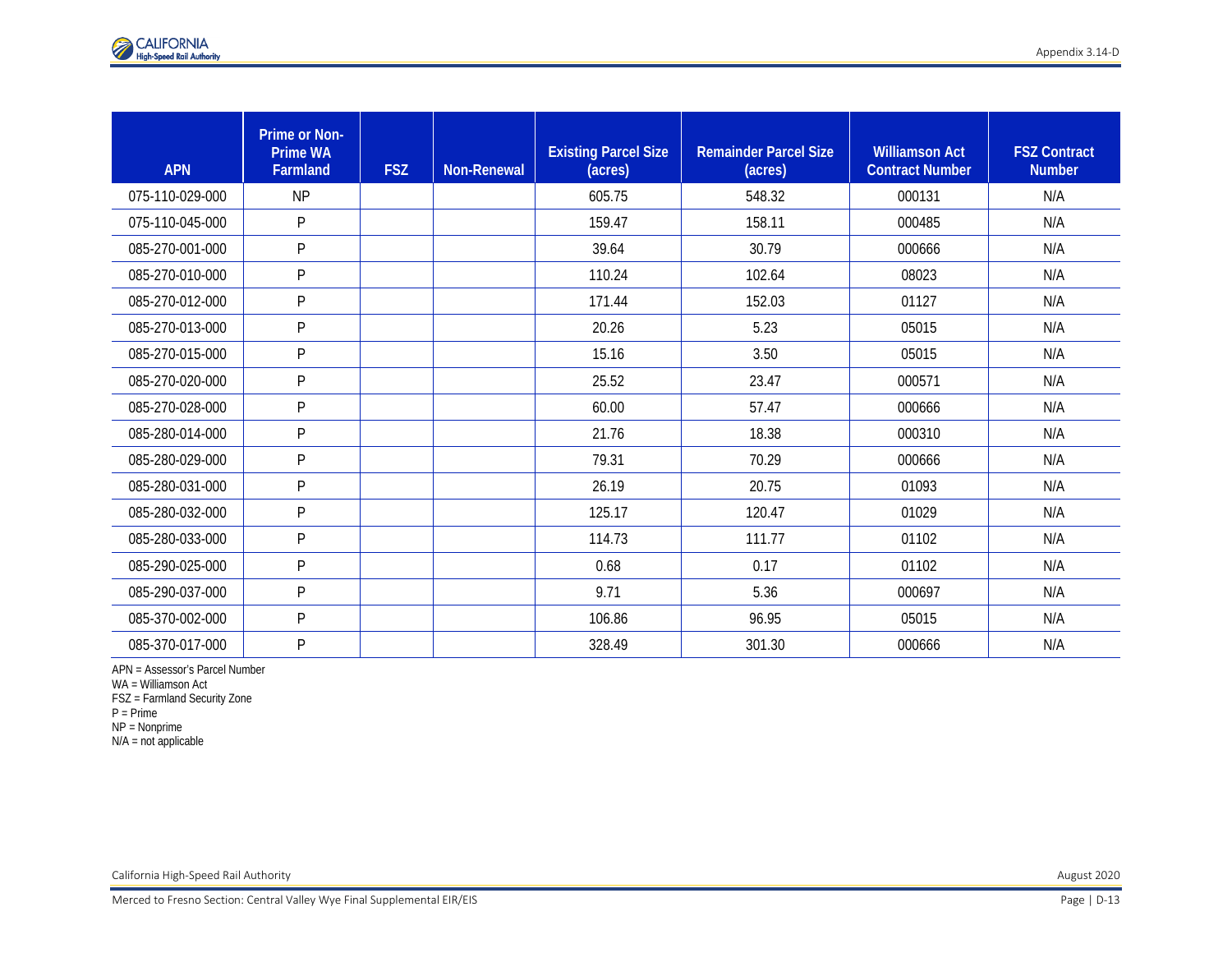| APN | Prime or Non-Prime WA Farmland | FSZ | Non-Renewal | Existing Parcel Size (acres) | Remainder Parcel Size (acres) | Williamson Act Contract Number | FSZ Contract Number |
|---|---|---|---|---|---|---|---|
| 075-110-029-000 | NP | | | 605.75 | 548.32 | 000131 | N/A |
| 075-110-045-000 | P | | | 159.47 | 158.11 | 000485 | N/A |
| 085-270-001-000 | P | | | 39.64 | 30.79 | 000666 | N/A |
| 085-270-010-000 | P | | | 110.24 | 102.64 | 08023 | N/A |
| 085-270-012-000 | P | | | 171.44 | 152.03 | 01127 | N/A |
| 085-270-013-000 | P | | | 20.26 | 5.23 | 05015 | N/A |
| 085-270-015-000 | P | | | 15.16 | 3.50 | 05015 | N/A |
| 085-270-020-000 | P | | | 25.52 | 23.47 | 000571 | N/A |
| 085-270-028-000 | P | | | 60.00 | 57.47 | 000666 | N/A |
| 085-280-014-000 | P | | | 21.76 | 18.38 | 000310 | N/A |
| 085-280-029-000 | P | | | 79.31 | 70.29 | 000666 | N/A |
| 085-280-031-000 | P | | | 26.19 | 20.75 | 01093 | N/A |
| 085-280-032-000 | P | | | 125.17 | 120.47 | 01029 | N/A |
| 085-280-033-000 | P | | | 114.73 | 111.77 | 01102 | N/A |
| 085-290-025-000 | P | | | 0.68 | 0.17 | 01102 | N/A |
| 085-290-037-000 | P | | | 9.71 | 5.36 | 000697 | N/A |
| 085-370-002-000 | P | | | 106.86 | 96.95 | 05015 | N/A |
| 085-370-017-000 | P | | | 328.49 | 301.30 | 000666 | N/A |

APN = Assessor's Parcel Number
WA = Williamson Act
FSZ = Farmland Security Zone
P = Prime
NP = Nonprime
N/A = not applicable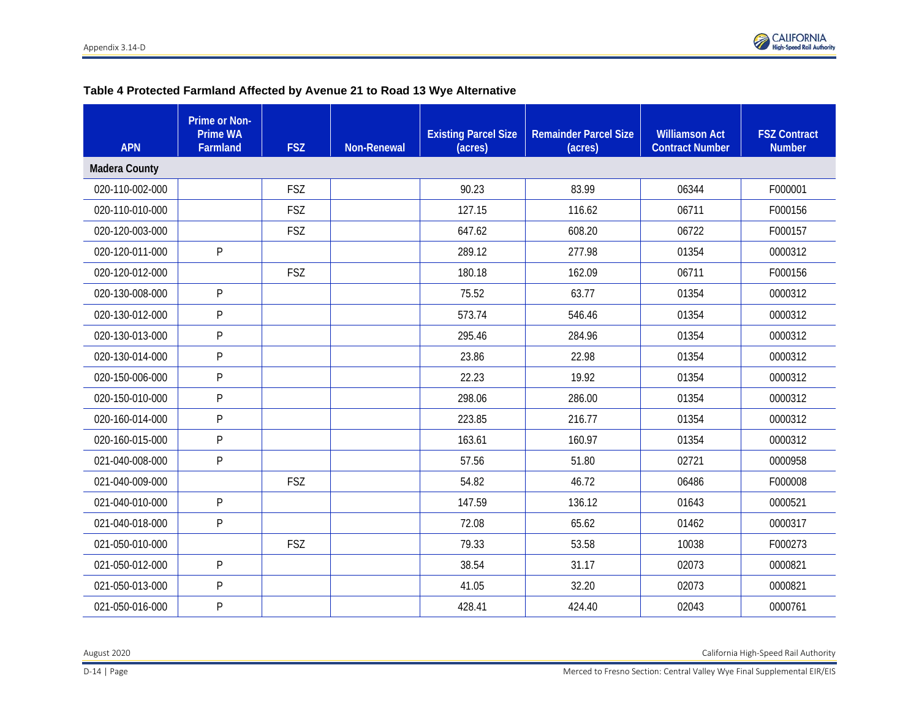**Table 4 Protected Farmland Affected by Avenue 21 to Road 13 Wye Alternative**

| APN | Prime or Non-Prime WA Farmland | FSZ | Non-Renewal | Existing Parcel Size (acres) | Remainder Parcel Size (acres) | Williamson Act Contract Number | FSZ Contract Number |
|---|---|---|---|---|---|---|---|
| **Madera County** | | | | | | | |
| 020-110-002-000 | | FSZ | | 90.23 | 83.99 | 06344 | F000001 |
| 020-110-010-000 | | FSZ | | 127.15 | 116.62 | 06711 | F000156 |
| 020-120-003-000 | | FSZ | | 647.62 | 608.20 | 06722 | F000157 |
| 020-120-011-000 | P | | | 289.12 | 277.98 | 01354 | 0000312 |
| 020-120-012-000 | | FSZ | | 180.18 | 162.09 | 06711 | F000156 |
| 020-130-008-000 | P | | | 75.52 | 63.77 | 01354 | 0000312 |
| 020-130-012-000 | P | | | 573.74 | 546.46 | 01354 | 0000312 |
| 020-130-013-000 | P | | | 295.46 | 284.96 | 01354 | 0000312 |
| 020-130-014-000 | P | | | 23.86 | 22.98 | 01354 | 0000312 |
| 020-150-006-000 | P | | | 22.23 | 19.92 | 01354 | 0000312 |
| 020-150-010-000 | P | | | 298.06 | 286.00 | 01354 | 0000312 |
| 020-160-014-000 | P | | | 223.85 | 216.77 | 01354 | 0000312 |
| 020-160-015-000 | P | | | 163.61 | 160.97 | 01354 | 0000312 |
| 021-040-008-000 | P | | | 57.56 | 51.80 | 02721 | 0000958 |
| 021-040-009-000 | | FSZ | | 54.82 | 46.72 | 06486 | F000008 |
| 021-040-010-000 | P | | | 147.59 | 136.12 | 01643 | 0000521 |
| 021-040-018-000 | P | | | 72.08 | 65.62 | 01462 | 0000317 |
| 021-050-010-000 | | FSZ | | 79.33 | 53.58 | 10038 | F000273 |
| 021-050-012-000 | P | | | 38.54 | 31.17 | 02073 | 0000821 |
| 021-050-013-000 | P | | | 41.05 | 32.20 | 02073 | 0000821 |
| 021-050-016-000 | P | | | 428.41 | 424.40 | 02043 | 0000761 |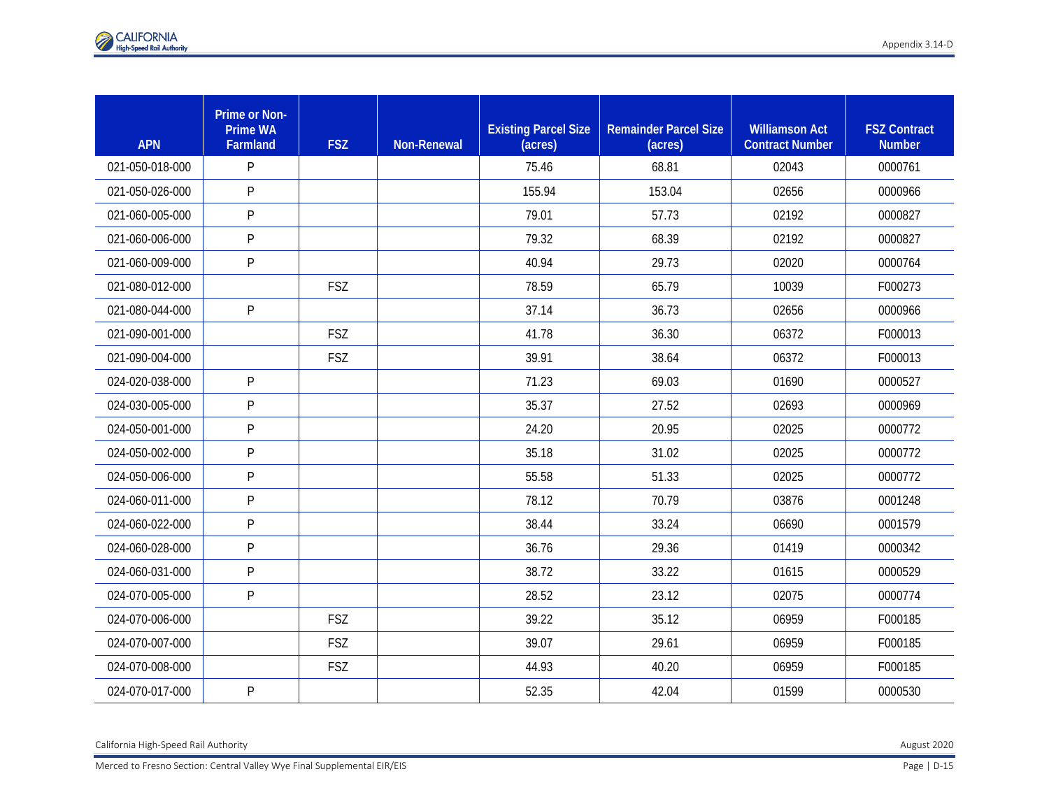| APN | Prime or Non-Prime WA Farmland | FSZ | Non-Renewal | Existing Parcel Size (acres) | Remainder Parcel Size (acres) | Williamson Act Contract Number | FSZ Contract Number |
|---|---|---|---|---|---|---|---|
| 021-050-018-000 | P | | | 75.46 | 68.81 | 02043 | 0000761 |
| 021-050-026-000 | P | | | 155.94 | 153.04 | 02656 | 0000966 |
| 021-060-005-000 | P | | | 79.01 | 57.73 | 02192 | 0000827 |
| 021-060-006-000 | P | | | 79.32 | 68.39 | 02192 | 0000827 |
| 021-060-009-000 | P | | | 40.94 | 29.73 | 02020 | 0000764 |
| 021-080-012-000 | | FSZ | | 78.59 | 65.79 | 10039 | F000273 |
| 021-080-044-000 | P | | | 37.14 | 36.73 | 02656 | 0000966 |
| 021-090-001-000 | | FSZ | | 41.78 | 36.30 | 06372 | F000013 |
| 021-090-004-000 | | FSZ | | 39.91 | 38.64 | 06372 | F000013 |
| 024-020-038-000 | P | | | 71.23 | 69.03 | 01690 | 0000527 |
| 024-030-005-000 | P | | | 35.37 | 27.52 | 02693 | 0000969 |
| 024-050-001-000 | P | | | 24.20 | 20.95 | 02025 | 0000772 |
| 024-050-002-000 | P | | | 35.18 | 31.02 | 02025 | 0000772 |
| 024-050-006-000 | P | | | 55.58 | 51.33 | 02025 | 0000772 |
| 024-060-011-000 | P | | | 78.12 | 70.79 | 03876 | 0001248 |
| 024-060-022-000 | P | | | 38.44 | 33.24 | 06690 | 0001579 |
| 024-060-028-000 | P | | | 36.76 | 29.36 | 01419 | 0000342 |
| 024-060-031-000 | P | | | 38.72 | 33.22 | 01615 | 0000529 |
| 024-070-005-000 | P | | | 28.52 | 23.12 | 02075 | 0000774 |
| 024-070-006-000 | | FSZ | | 39.22 | 35.12 | 06959 | F000185 |
| 024-070-007-000 | | FSZ | | 39.07 | 29.61 | 06959 | F000185 |
| 024-070-008-000 | | FSZ | | 44.93 | 40.20 | 06959 | F000185 |
| 024-070-017-000 | P | | | 52.35 | 42.04 | 01599 | 0000530 |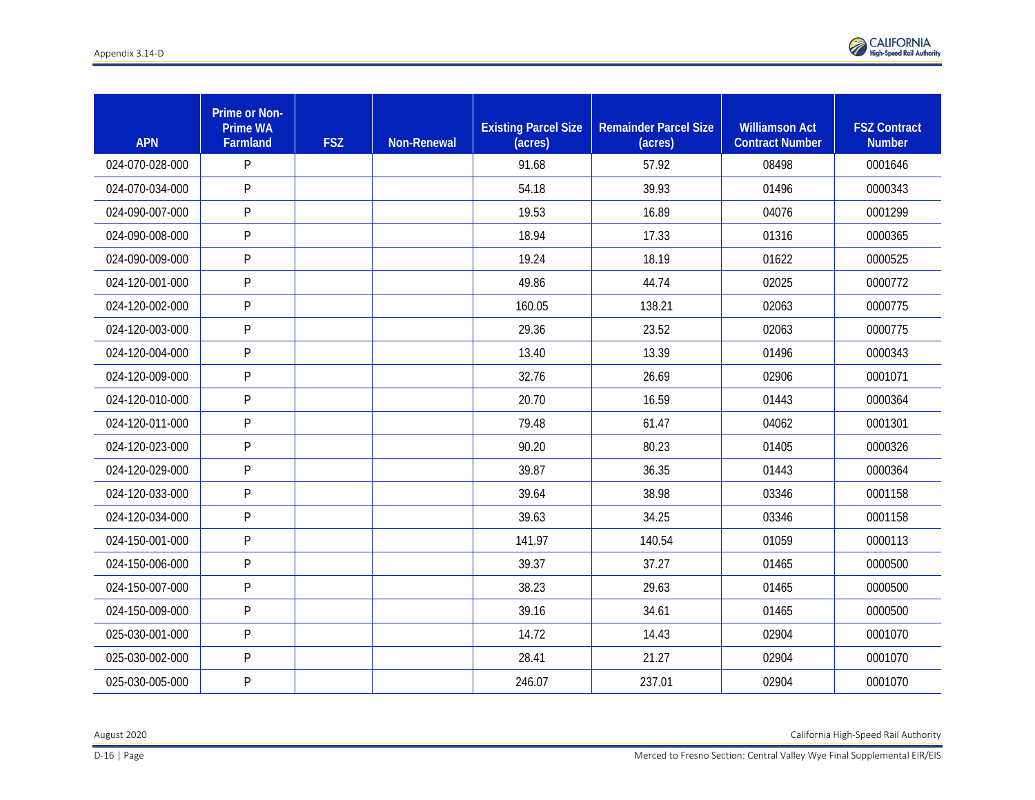| APN | Prime or Non-Prime WA Farmland | FSZ | Non-Renewal | Existing Parcel Size (acres) | Remainder Parcel Size (acres) | Williamson Act Contract Number | FSZ Contract Number |
|---|---|---|---|---|---|---|---|
| 024-070-028-000 | P | | | 91.68 | 57.92 | 08498 | 0001646 |
| 024-070-034-000 | P | | | 54.18 | 39.93 | 01496 | 0000343 |
| 024-090-007-000 | P | | | 19.53 | 16.89 | 04076 | 0001299 |
| 024-090-008-000 | P | | | 18.94 | 17.33 | 01316 | 0000365 |
| 024-090-009-000 | P | | | 19.24 | 18.19 | 01622 | 0000525 |
| 024-120-001-000 | P | | | 49.86 | 44.74 | 02025 | 0000772 |
| 024-120-002-000 | P | | | 160.05 | 138.21 | 02063 | 0000775 |
| 024-120-003-000 | P | | | 29.36 | 23.52 | 02063 | 0000775 |
| 024-120-004-000 | P | | | 13.40 | 13.39 | 01496 | 0000343 |
| 024-120-009-000 | P | | | 32.76 | 26.69 | 02906 | 0001071 |
| 024-120-010-000 | P | | | 20.70 | 16.59 | 01443 | 0000364 |
| 024-120-011-000 | P | | | 79.48 | 61.47 | 04062 | 0001301 |
| 024-120-023-000 | P | | | 90.20 | 80.23 | 01405 | 0000326 |
| 024-120-029-000 | P | | | 39.87 | 36.35 | 01443 | 0000364 |
| 024-120-033-000 | P | | | 39.64 | 38.98 | 03346 | 0001158 |
| 024-120-034-000 | P | | | 39.63 | 34.25 | 03346 | 0001158 |
| 024-150-001-000 | P | | | 141.97 | 140.54 | 01059 | 0000113 |
| 024-150-006-000 | P | | | 39.37 | 37.27 | 01465 | 0000500 |
| 024-150-007-000 | P | | | 38.23 | 29.63 | 01465 | 0000500 |
| 024-150-009-000 | P | | | 39.16 | 34.61 | 01465 | 0000500 |
| 025-030-001-000 | P | | | 14.72 | 14.43 | 02904 | 0001070 |
| 025-030-002-000 | P | | | 28.41 | 21.27 | 02904 | 0001070 |
| 025-030-005-000 | P | | | 246.07 | 237.01 | 02904 | 0001070 |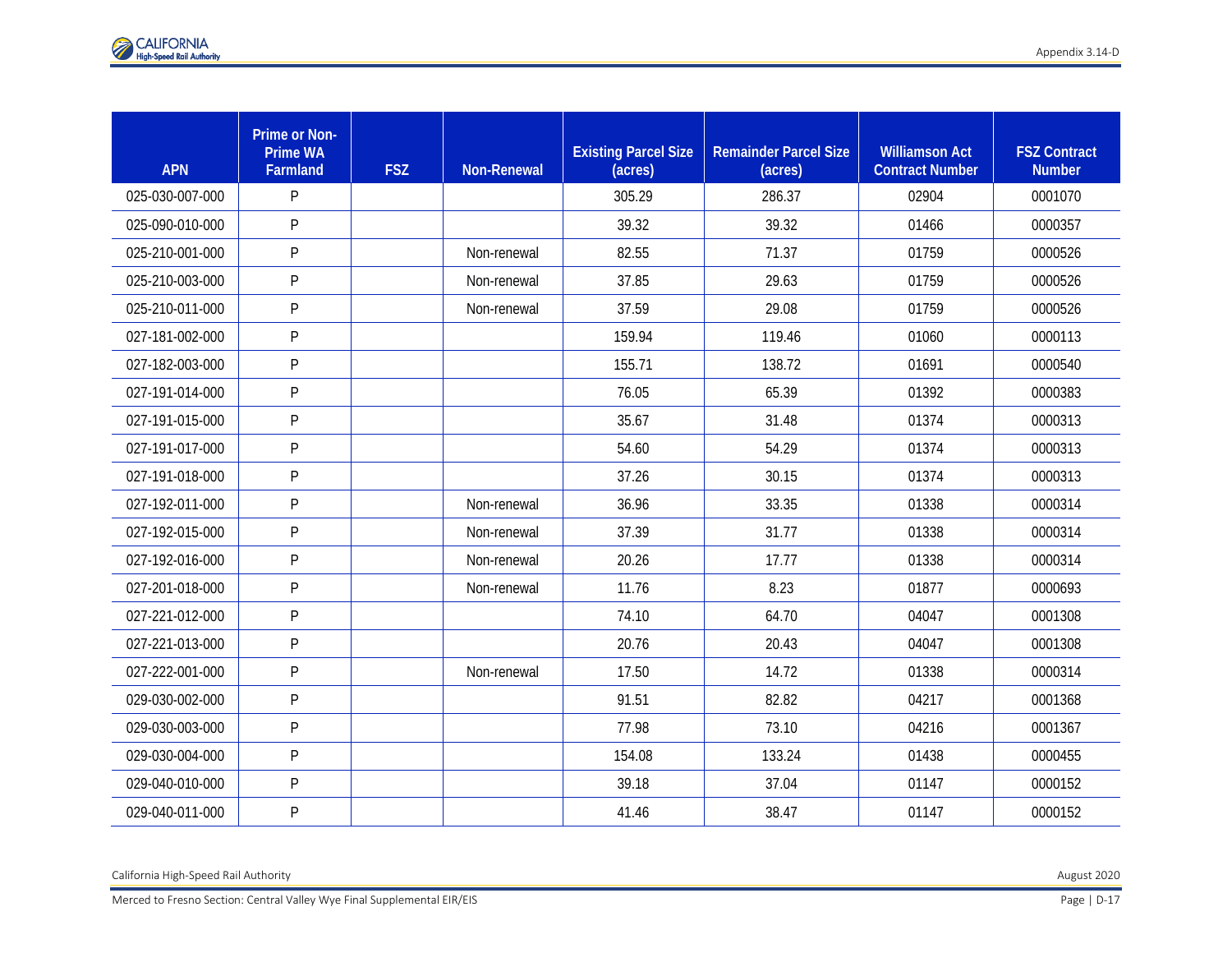| APN | Prime or Non-Prime WA Farmland | FSZ | Non-Renewal | Existing Parcel Size (acres) | Remainder Parcel Size (acres) | Williamson Act Contract Number | FSZ Contract Number |
|---|---|---|---|---|---|---|---|
| 025-030-007-000 | P | | | 305.29 | 286.37 | 02904 | 0001070 |
| 025-090-010-000 | P | | | 39.32 | 39.32 | 01466 | 0000357 |
| 025-210-001-000 | P | | Non-renewal | 82.55 | 71.37 | 01759 | 0000526 |
| 025-210-003-000 | P | | Non-renewal | 37.85 | 29.63 | 01759 | 0000526 |
| 025-210-011-000 | P | | Non-renewal | 37.59 | 29.08 | 01759 | 0000526 |
| 027-181-002-000 | P | | | 159.94 | 119.46 | 01060 | 0000113 |
| 027-182-003-000 | P | | | 155.71 | 138.72 | 01691 | 0000540 |
| 027-191-014-000 | P | | | 76.05 | 65.39 | 01392 | 0000383 |
| 027-191-015-000 | P | | | 35.67 | 31.48 | 01374 | 0000313 |
| 027-191-017-000 | P | | | 54.60 | 54.29 | 01374 | 0000313 |
| 027-191-018-000 | P | | | 37.26 | 30.15 | 01374 | 0000313 |
| 027-192-011-000 | P | | Non-renewal | 36.96 | 33.35 | 01338 | 0000314 |
| 027-192-015-000 | P | | Non-renewal | 37.39 | 31.77 | 01338 | 0000314 |
| 027-192-016-000 | P | | Non-renewal | 20.26 | 17.77 | 01338 | 0000314 |
| 027-201-018-000 | P | | Non-renewal | 11.76 | 8.23 | 01877 | 0000693 |
| 027-221-012-000 | P | | | 74.10 | 64.70 | 04047 | 0001308 |
| 027-221-013-000 | P | | | 20.76 | 20.43 | 04047 | 0001308 |
| 027-222-001-000 | P | | Non-renewal | 17.50 | 14.72 | 01338 | 0000314 |
| 029-030-002-000 | P | | | 91.51 | 82.82 | 04217 | 0001368 |
| 029-030-003-000 | P | | | 77.98 | 73.10 | 04216 | 0001367 |
| 029-030-004-000 | P | | | 154.08 | 133.24 | 01438 | 0000455 |
| 029-040-010-000 | P | | | 39.18 | 37.04 | 01147 | 0000152 |
| 029-040-011-000 | P | | | 41.46 | 38.47 | 01147 | 0000152 |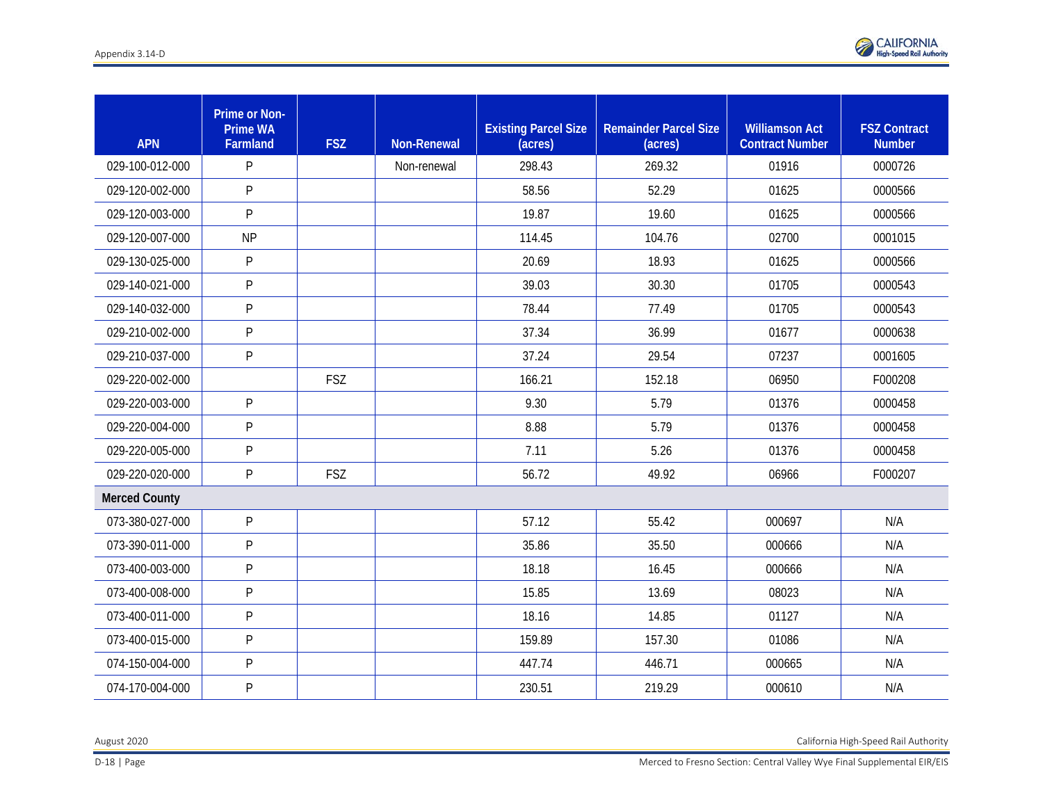| APN | Prime or Non-Prime WA Farmland | FSZ | Non-Renewal | Existing Parcel Size (acres) | Remainder Parcel Size (acres) | Williamson Act Contract Number | FSZ Contract Number |
|---|---|---|---|---|---|---|---|
| 029-100-012-000 | P | | Non-renewal | 298.43 | 269.32 | 01916 | 0000726 |
| 029-120-002-000 | P | | | 58.56 | 52.29 | 01625 | 0000566 |
| 029-120-003-000 | P | | | 19.87 | 19.60 | 01625 | 0000566 |
| 029-120-007-000 | NP | | | 114.45 | 104.76 | 02700 | 0001015 |
| 029-130-025-000 | P | | | 20.69 | 18.93 | 01625 | 0000566 |
| 029-140-021-000 | P | | | 39.03 | 30.30 | 01705 | 0000543 |
| 029-140-032-000 | P | | | 78.44 | 77.49 | 01705 | 0000543 |
| 029-210-002-000 | P | | | 37.34 | 36.99 | 01677 | 0000638 |
| 029-210-037-000 | P | | | 37.24 | 29.54 | 07237 | 0001605 |
| 029-220-002-000 | | FSZ | | 166.21 | 152.18 | 06950 | F000208 |
| 029-220-003-000 | P | | | 9.30 | 5.79 | 01376 | 0000458 |
| 029-220-004-000 | P | | | 8.88 | 5.79 | 01376 | 0000458 |
| 029-220-005-000 | P | | | 7.11 | 5.26 | 01376 | 0000458 |
| 029-220-020-000 | P | FSZ | | 56.72 | 49.92 | 06966 | F000207 |
| **Merced County** | | | | | | | |
| 073-380-027-000 | P | | | 57.12 | 55.42 | 000697 | N/A |
| 073-390-011-000 | P | | | 35.86 | 35.50 | 000666 | N/A |
| 073-400-003-000 | P | | | 18.18 | 16.45 | 000666 | N/A |
| 073-400-008-000 | P | | | 15.85 | 13.69 | 08023 | N/A |
| 073-400-011-000 | P | | | 18.16 | 14.85 | 01127 | N/A |
| 073-400-015-000 | P | | | 159.89 | 157.30 | 01086 | N/A |
| 074-150-004-000 | P | | | 447.74 | 446.71 | 000665 | N/A |
| 074-170-004-000 | P | | | 230.51 | 219.29 | 000610 | N/A |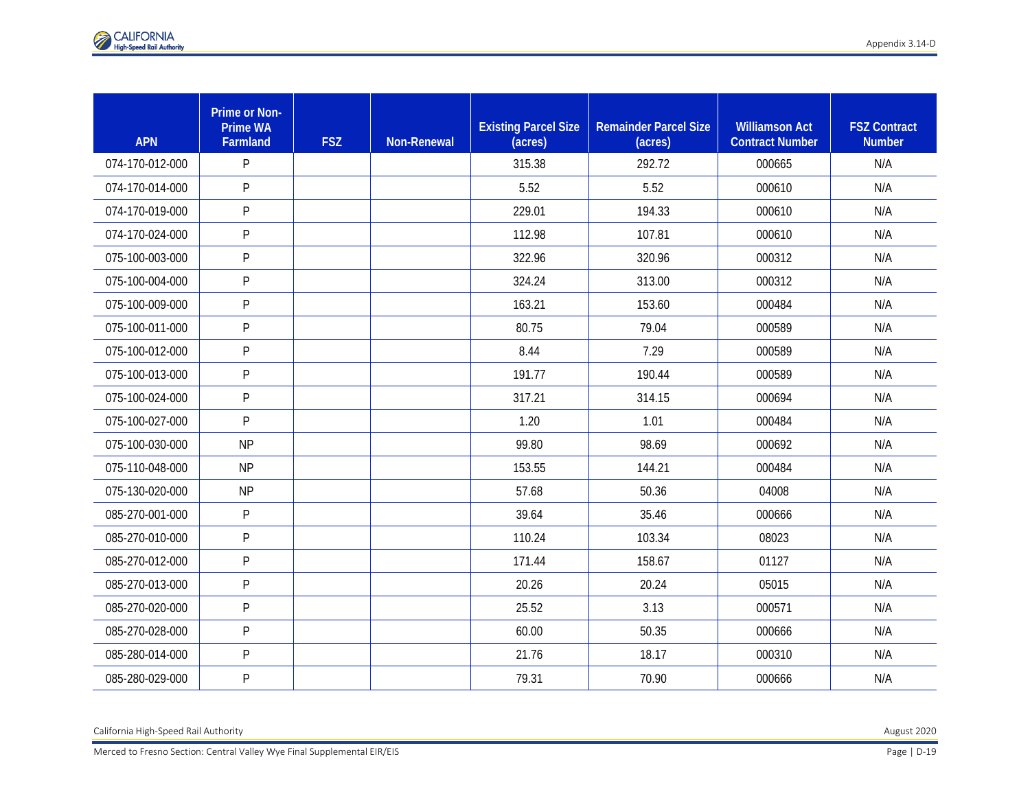| APN | Prime or Non-Prime WA Farmland | FSZ | Non-Renewal | Existing Parcel Size (acres) | Remainder Parcel Size (acres) | Williamson Act Contract Number | FSZ Contract Number |
|---|---|---|---|---|---|---|---|
| 074-170-012-000 | P | | | 315.38 | 292.72 | 000665 | N/A |
| 074-170-014-000 | P | | | 5.52 | 5.52 | 000610 | N/A |
| 074-170-019-000 | P | | | 229.01 | 194.33 | 000610 | N/A |
| 074-170-024-000 | P | | | 112.98 | 107.81 | 000610 | N/A |
| 075-100-003-000 | P | | | 322.96 | 320.96 | 000312 | N/A |
| 075-100-004-000 | P | | | 324.24 | 313.00 | 000312 | N/A |
| 075-100-009-000 | P | | | 163.21 | 153.60 | 000484 | N/A |
| 075-100-011-000 | P | | | 80.75 | 79.04 | 000589 | N/A |
| 075-100-012-000 | P | | | 8.44 | 7.29 | 000589 | N/A |
| 075-100-013-000 | P | | | 191.77 | 190.44 | 000589 | N/A |
| 075-100-024-000 | P | | | 317.21 | 314.15 | 000694 | N/A |
| 075-100-027-000 | P | | | 1.20 | 1.01 | 000484 | N/A |
| 075-100-030-000 | NP | | | 99.80 | 98.69 | 000692 | N/A |
| 075-110-048-000 | NP | | | 153.55 | 144.21 | 000484 | N/A |
| 075-130-020-000 | NP | | | 57.68 | 50.36 | 04008 | N/A |
| 085-270-001-000 | P | | | 39.64 | 35.46 | 000666 | N/A |
| 085-270-010-000 | P | | | 110.24 | 103.34 | 08023 | N/A |
| 085-270-012-000 | P | | | 171.44 | 158.67 | 01127 | N/A |
| 085-270-013-000 | P | | | 20.26 | 20.24 | 05015 | N/A |
| 085-270-020-000 | P | | | 25.52 | 3.13 | 000571 | N/A |
| 085-270-028-000 | P | | | 60.00 | 50.35 | 000666 | N/A |
| 085-280-014-000 | P | | | 21.76 | 18.17 | 000310 | N/A |
| 085-280-029-000 | P | | | 79.31 | 70.90 | 000666 | N/A |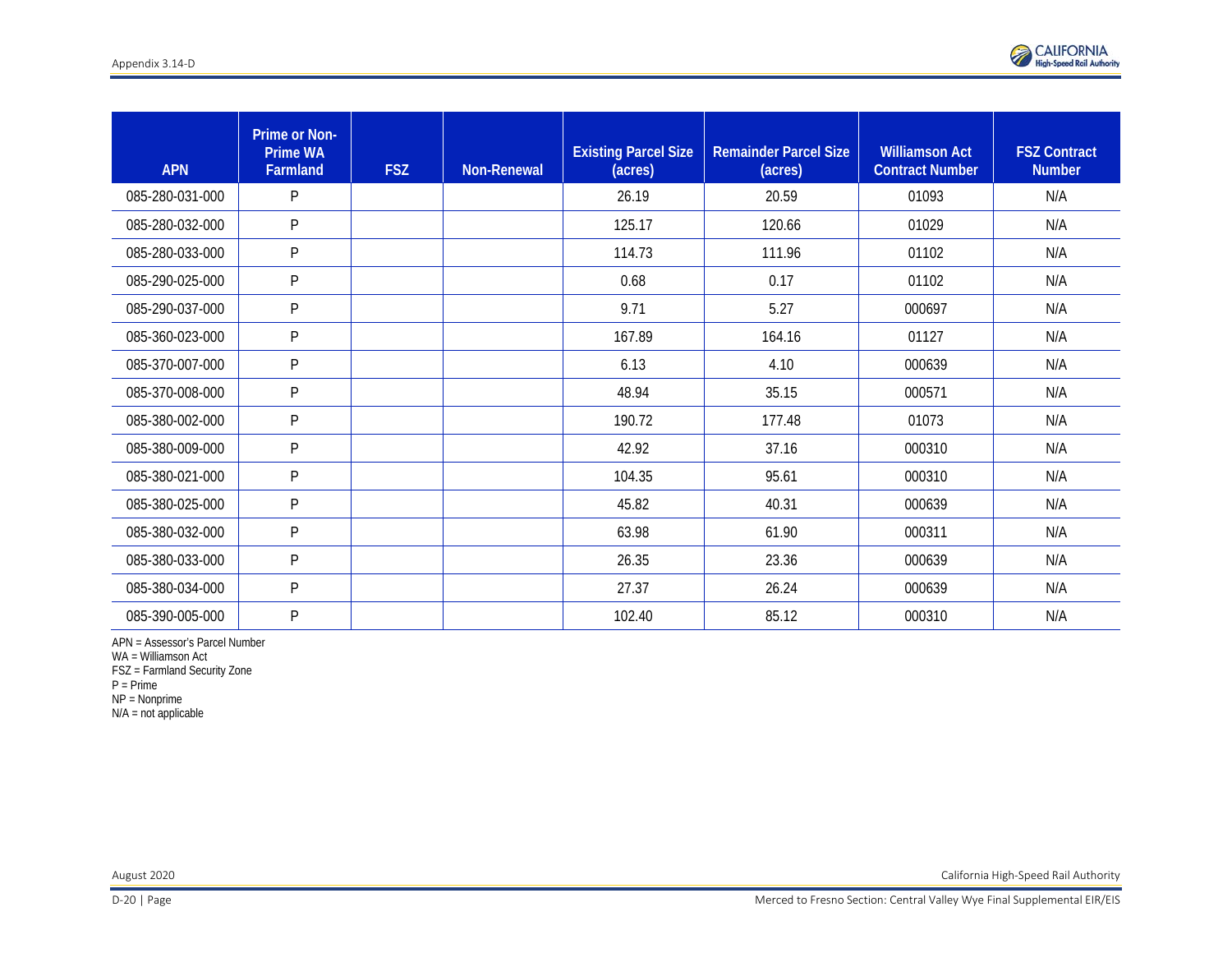| APN | Prime or Non-Prime WA Farmland | FSZ | Non-Renewal | Existing Parcel Size (acres) | Remainder Parcel Size (acres) | Williamson Act Contract Number | FSZ Contract Number |
|---|---|---|---|---|---|---|---|
| 085-280-031-000 | P | | | 26.19 | 20.59 | 01093 | N/A |
| 085-280-032-000 | P | | | 125.17 | 120.66 | 01029 | N/A |
| 085-280-033-000 | P | | | 114.73 | 111.96 | 01102 | N/A |
| 085-290-025-000 | P | | | 0.68 | 0.17 | 01102 | N/A |
| 085-290-037-000 | P | | | 9.71 | 5.27 | 000697 | N/A |
| 085-360-023-000 | P | | | 167.89 | 164.16 | 01127 | N/A |
| 085-370-007-000 | P | | | 6.13 | 4.10 | 000639 | N/A |
| 085-370-008-000 | P | | | 48.94 | 35.15 | 000571 | N/A |
| 085-380-002-000 | P | | | 190.72 | 177.48 | 01073 | N/A |
| 085-380-009-000 | P | | | 42.92 | 37.16 | 000310 | N/A |
| 085-380-021-000 | P | | | 104.35 | 95.61 | 000310 | N/A |
| 085-380-025-000 | P | | | 45.82 | 40.31 | 000639 | N/A |
| 085-380-032-000 | P | | | 63.98 | 61.90 | 000311 | N/A |
| 085-380-033-000 | P | | | 26.35 | 23.36 | 000639 | N/A |
| 085-380-034-000 | P | | | 27.37 | 26.24 | 000639 | N/A |
| 085-390-005-000 | P | | | 102.40 | 85.12 | 000310 | N/A |

APN = Assessor's Parcel Number
WA = Williamson Act
FSZ = Farmland Security Zone
P = Prime
NP = Nonprime
N/A = not applicable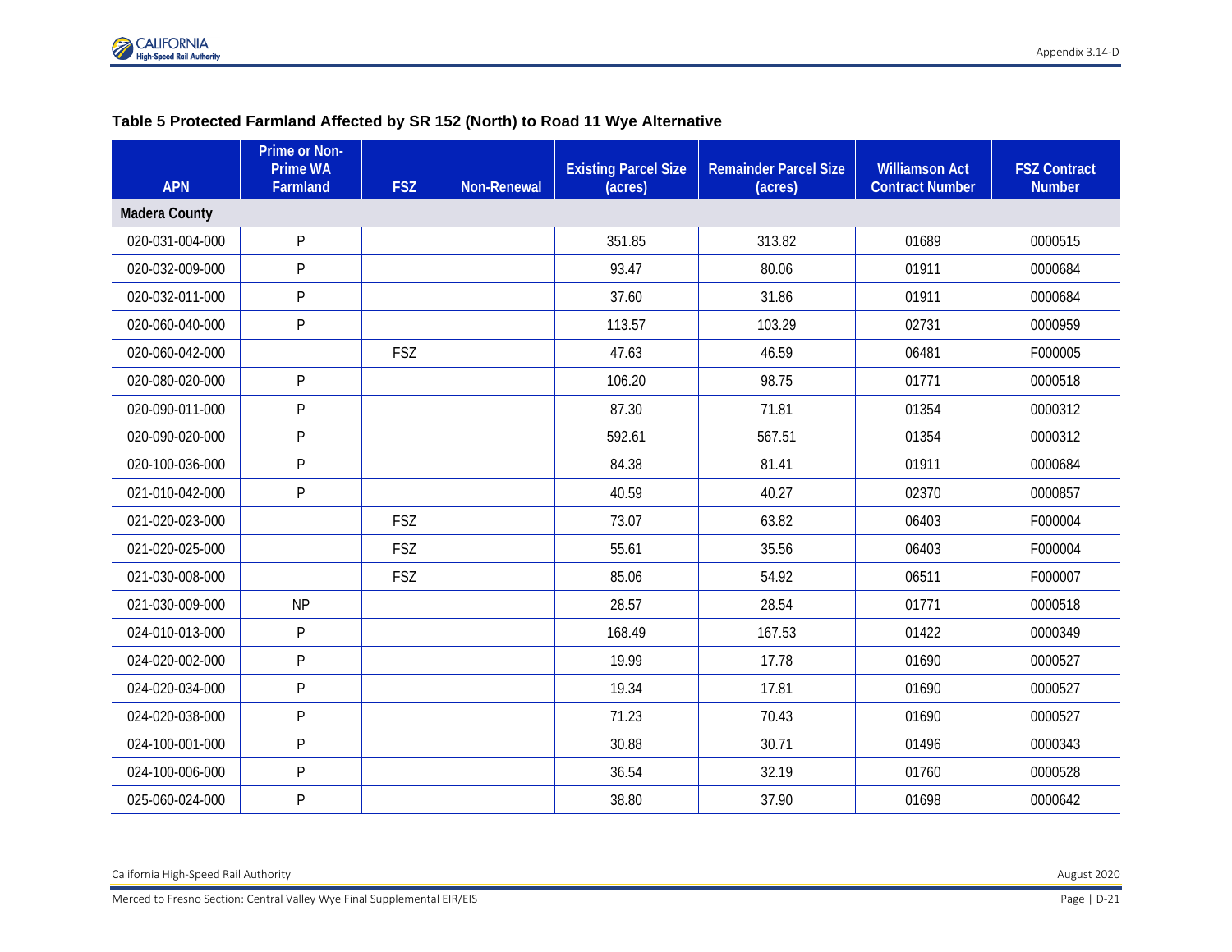**Table 5 Protected Farmland Affected by SR 152 (North) to Road 11 Wye Alternative**

| APN | Prime or Non-Prime WA Farmland | FSZ | Non-Renewal | Existing Parcel Size (acres) | Remainder Parcel Size (acres) | Williamson Act Contract Number | FSZ Contract Number |
|---|---|---|---|---|---|---|---|
| **Madera County** | | | | | | | |
| 020-031-004-000 | P | | | 351.85 | 313.82 | 01689 | 0000515 |
| 020-032-009-000 | P | | | 93.47 | 80.06 | 01911 | 0000684 |
| 020-032-011-000 | P | | | 37.60 | 31.86 | 01911 | 0000684 |
| 020-060-040-000 | P | | | 113.57 | 103.29 | 02731 | 0000959 |
| 020-060-042-000 | | FSZ | | 47.63 | 46.59 | 06481 | F000005 |
| 020-080-020-000 | P | | | 106.20 | 98.75 | 01771 | 0000518 |
| 020-090-011-000 | P | | | 87.30 | 71.81 | 01354 | 0000312 |
| 020-090-020-000 | P | | | 592.61 | 567.51 | 01354 | 0000312 |
| 020-100-036-000 | P | | | 84.38 | 81.41 | 01911 | 0000684 |
| 021-010-042-000 | P | | | 40.59 | 40.27 | 02370 | 0000857 |
| 021-020-023-000 | | FSZ | | 73.07 | 63.82 | 06403 | F000004 |
| 021-020-025-000 | | FSZ | | 55.61 | 35.56 | 06403 | F000004 |
| 021-030-008-000 | | FSZ | | 85.06 | 54.92 | 06511 | F000007 |
| 021-030-009-000 | NP | | | 28.57 | 28.54 | 01771 | 0000518 |
| 024-010-013-000 | P | | | 168.49 | 167.53 | 01422 | 0000349 |
| 024-020-002-000 | P | | | 19.99 | 17.78 | 01690 | 0000527 |
| 024-020-034-000 | P | | | 19.34 | 17.81 | 01690 | 0000527 |
| 024-020-038-000 | P | | | 71.23 | 70.43 | 01690 | 0000527 |
| 024-100-001-000 | P | | | 30.88 | 30.71 | 01496 | 0000343 |
| 024-100-006-000 | P | | | 36.54 | 32.19 | 01760 | 0000528 |
| 025-060-024-000 | P | | | 38.80 | 37.90 | 01698 | 0000642 |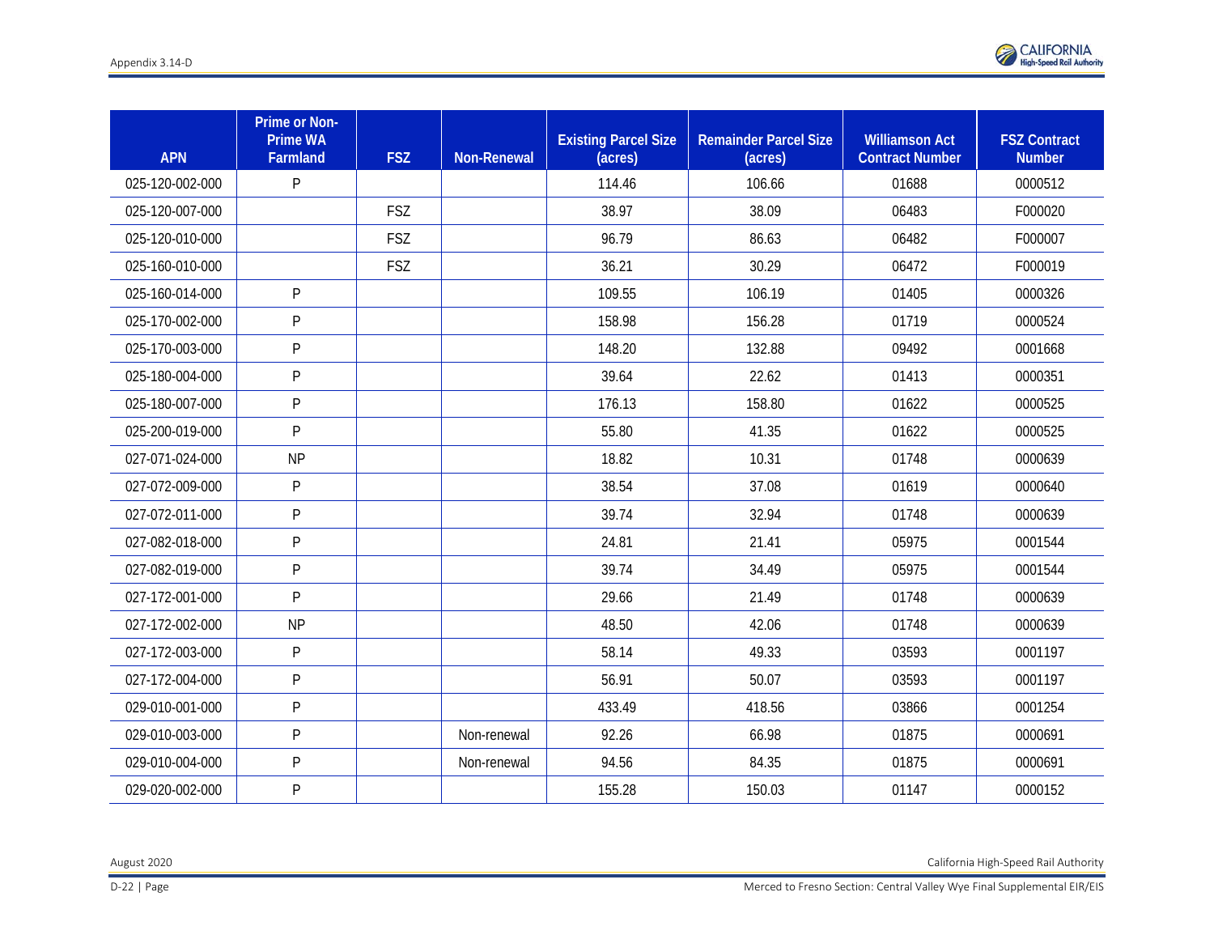| APN | Prime or Non-Prime WA Farmland | FSZ | Non-Renewal | Existing Parcel Size (acres) | Remainder Parcel Size (acres) | Williamson Act Contract Number | FSZ Contract Number |
|---|---|---|---|---|---|---|---|
| 025-120-002-000 | P | | | 114.46 | 106.66 | 01688 | 0000512 |
| 025-120-007-000 | | FSZ | | 38.97 | 38.09 | 06483 | F000020 |
| 025-120-010-000 | | FSZ | | 96.79 | 86.63 | 06482 | F000007 |
| 025-160-010-000 | | FSZ | | 36.21 | 30.29 | 06472 | F000019 |
| 025-160-014-000 | P | | | 109.55 | 106.19 | 01405 | 0000326 |
| 025-170-002-000 | P | | | 158.98 | 156.28 | 01719 | 0000524 |
| 025-170-003-000 | P | | | 148.20 | 132.88 | 09492 | 0001668 |
| 025-180-004-000 | P | | | 39.64 | 22.62 | 01413 | 0000351 |
| 025-180-007-000 | P | | | 176.13 | 158.80 | 01622 | 0000525 |
| 025-200-019-000 | P | | | 55.80 | 41.35 | 01622 | 0000525 |
| 027-071-024-000 | NP | | | 18.82 | 10.31 | 01748 | 0000639 |
| 027-072-009-000 | P | | | 38.54 | 37.08 | 01619 | 0000640 |
| 027-072-011-000 | P | | | 39.74 | 32.94 | 01748 | 0000639 |
| 027-082-018-000 | P | | | 24.81 | 21.41 | 05975 | 0001544 |
| 027-082-019-000 | P | | | 39.74 | 34.49 | 05975 | 0001544 |
| 027-172-001-000 | P | | | 29.66 | 21.49 | 01748 | 0000639 |
| 027-172-002-000 | NP | | | 48.50 | 42.06 | 01748 | 0000639 |
| 027-172-003-000 | P | | | 58.14 | 49.33 | 03593 | 0001197 |
| 027-172-004-000 | P | | | 56.91 | 50.07 | 03593 | 0001197 |
| 029-010-001-000 | P | | | 433.49 | 418.56 | 03866 | 0001254 |
| 029-010-003-000 | P | | Non-renewal | 92.26 | 66.98 | 01875 | 0000691 |
| 029-010-004-000 | P | | Non-renewal | 94.56 | 84.35 | 01875 | 0000691 |
| 029-020-002-000 | P | | | 155.28 | 150.03 | 01147 | 0000152 |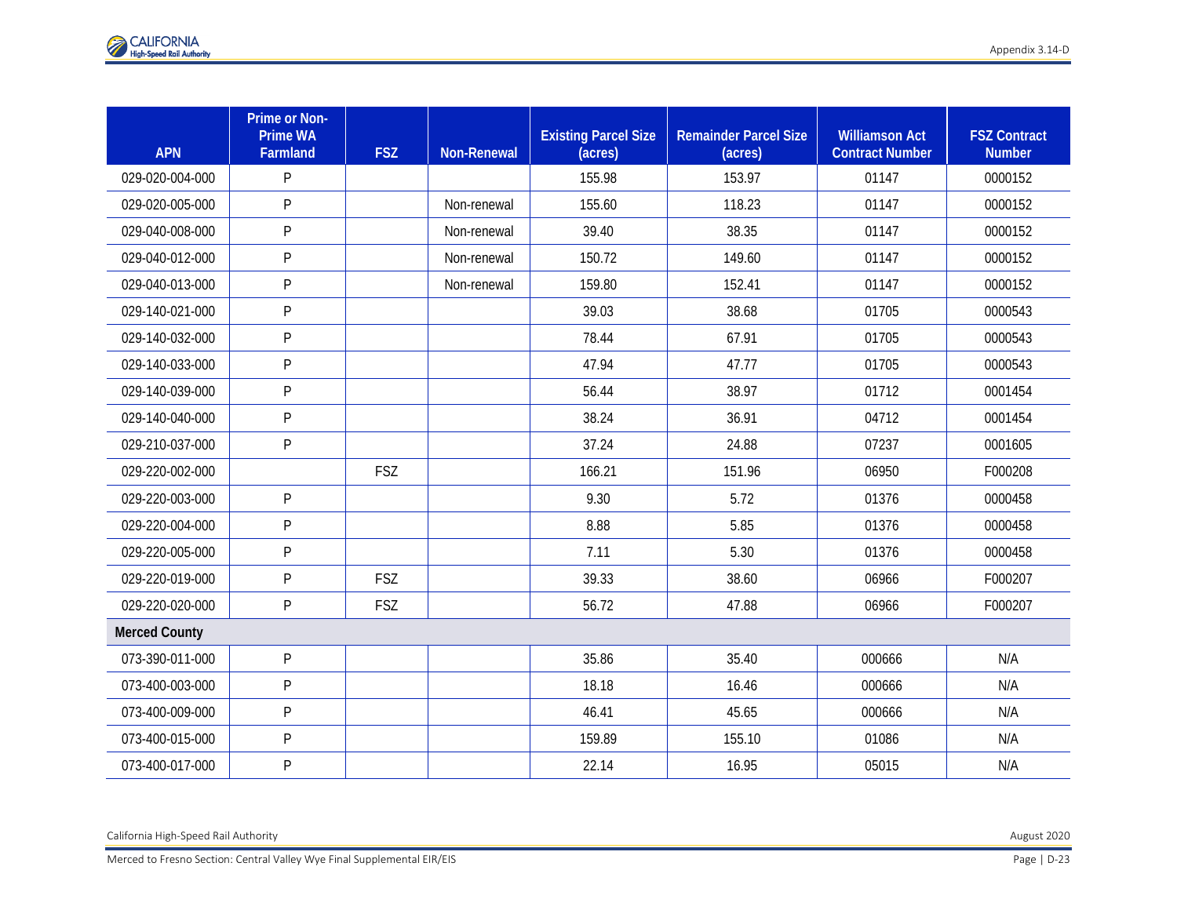| APN | Prime or Non-Prime WA Farmland | FSZ | Non-Renewal | Existing Parcel Size (acres) | Remainder Parcel Size (acres) | Williamson Act Contract Number | FSZ Contract Number |
|---|---|---|---|---|---|---|---|
| 029-020-004-000 | P | | | 155.98 | 153.97 | 01147 | 0000152 |
| 029-020-005-000 | P | | Non-renewal | 155.60 | 118.23 | 01147 | 0000152 |
| 029-040-008-000 | P | | Non-renewal | 39.40 | 38.35 | 01147 | 0000152 |
| 029-040-012-000 | P | | Non-renewal | 150.72 | 149.60 | 01147 | 0000152 |
| 029-040-013-000 | P | | Non-renewal | 159.80 | 152.41 | 01147 | 0000152 |
| 029-140-021-000 | P | | | 39.03 | 38.68 | 01705 | 0000543 |
| 029-140-032-000 | P | | | 78.44 | 67.91 | 01705 | 0000543 |
| 029-140-033-000 | P | | | 47.94 | 47.77 | 01705 | 0000543 |
| 029-140-039-000 | P | | | 56.44 | 38.97 | 01712 | 0001454 |
| 029-140-040-000 | P | | | 38.24 | 36.91 | 04712 | 0001454 |
| 029-210-037-000 | P | | | 37.24 | 24.88 | 07237 | 0001605 |
| 029-220-002-000 | | FSZ | | 166.21 | 151.96 | 06950 | F000208 |
| 029-220-003-000 | P | | | 9.30 | 5.72 | 01376 | 0000458 |
| 029-220-004-000 | P | | | 8.88 | 5.85 | 01376 | 0000458 |
| 029-220-005-000 | P | | | 7.11 | 5.30 | 01376 | 0000458 |
| 029-220-019-000 | P | FSZ | | 39.33 | 38.60 | 06966 | F000207 |
| 029-220-020-000 | P | FSZ | | 56.72 | 47.88 | 06966 | F000207 |
| **Merced County** | | | | | | | |
| 073-390-011-000 | P | | | 35.86 | 35.40 | 000666 | N/A |
| 073-400-003-000 | P | | | 18.18 | 16.46 | 000666 | N/A |
| 073-400-009-000 | P | | | 46.41 | 45.65 | 000666 | N/A |
| 073-400-015-000 | P | | | 159.89 | 155.10 | 01086 | N/A |
| 073-400-017-000 | P | | | 22.14 | 16.95 | 05015 | N/A |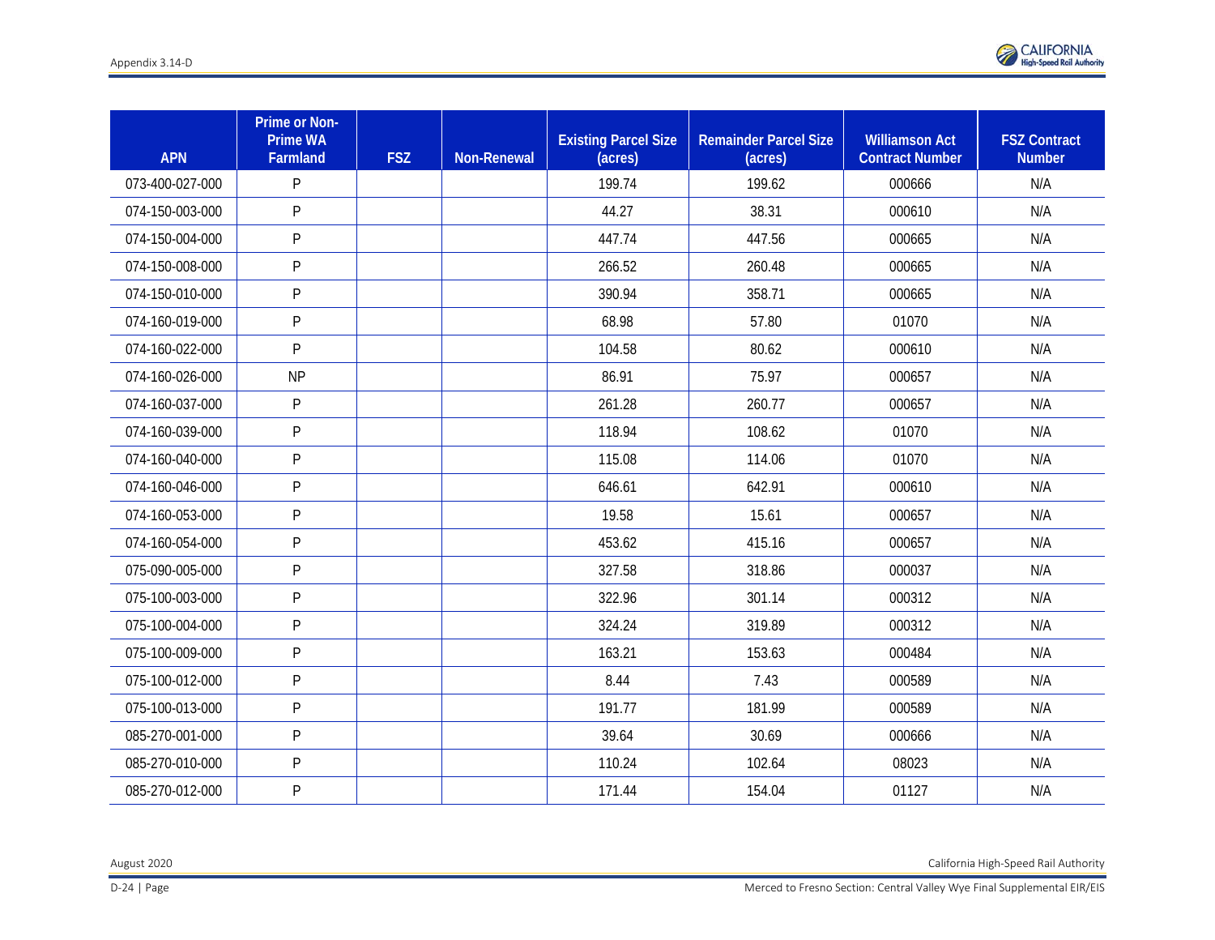| APN | Prime or Non-Prime WA Farmland | FSZ | Non-Renewal | Existing Parcel Size (acres) | Remainder Parcel Size (acres) | Williamson Act Contract Number | FSZ Contract Number |
|---|---|---|---|---|---|---|---|
| 073-400-027-000 | P | | | 199.74 | 199.62 | 000666 | N/A |
| 074-150-003-000 | P | | | 44.27 | 38.31 | 000610 | N/A |
| 074-150-004-000 | P | | | 447.74 | 447.56 | 000665 | N/A |
| 074-150-008-000 | P | | | 266.52 | 260.48 | 000665 | N/A |
| 074-150-010-000 | P | | | 390.94 | 358.71 | 000665 | N/A |
| 074-160-019-000 | P | | | 68.98 | 57.80 | 01070 | N/A |
| 074-160-022-000 | P | | | 104.58 | 80.62 | 000610 | N/A |
| 074-160-026-000 | NP | | | 86.91 | 75.97 | 000657 | N/A |
| 074-160-037-000 | P | | | 261.28 | 260.77 | 000657 | N/A |
| 074-160-039-000 | P | | | 118.94 | 108.62 | 01070 | N/A |
| 074-160-040-000 | P | | | 115.08 | 114.06 | 01070 | N/A |
| 074-160-046-000 | P | | | 646.61 | 642.91 | 000610 | N/A |
| 074-160-053-000 | P | | | 19.58 | 15.61 | 000657 | N/A |
| 074-160-054-000 | P | | | 453.62 | 415.16 | 000657 | N/A |
| 075-090-005-000 | P | | | 327.58 | 318.86 | 000037 | N/A |
| 075-100-003-000 | P | | | 322.96 | 301.14 | 000312 | N/A |
| 075-100-004-000 | P | | | 324.24 | 319.89 | 000312 | N/A |
| 075-100-009-000 | P | | | 163.21 | 153.63 | 000484 | N/A |
| 075-100-012-000 | P | | | 8.44 | 7.43 | 000589 | N/A |
| 075-100-013-000 | P | | | 191.77 | 181.99 | 000589 | N/A |
| 085-270-001-000 | P | | | 39.64 | 30.69 | 000666 | N/A |
| 085-270-010-000 | P | | | 110.24 | 102.64 | 08023 | N/A |
| 085-270-012-000 | P | | | 171.44 | 154.04 | 01127 | N/A |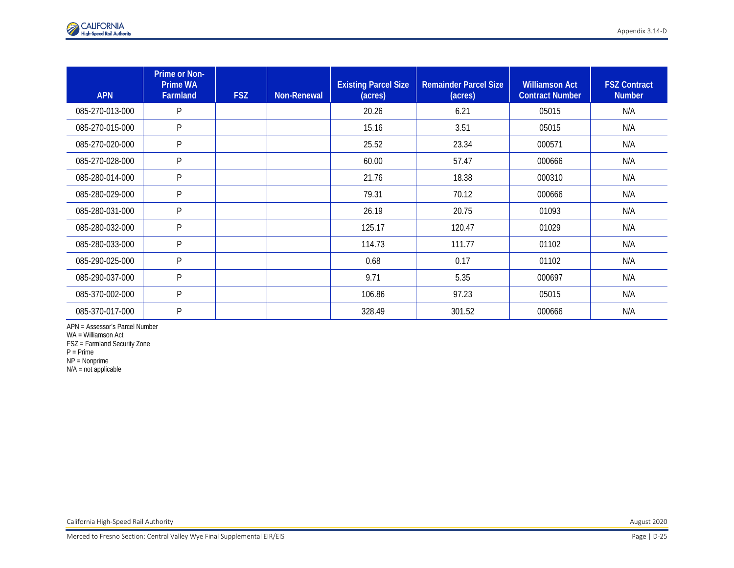| APN | Prime or Non-Prime WA Farmland | FSZ | Non-Renewal | Existing Parcel Size (acres) | Remainder Parcel Size (acres) | Williamson Act Contract Number | FSZ Contract Number |
|---|---|---|---|---|---|---|---|
| 085-270-013-000 | P | | | 20.26 | 6.21 | 05015 | N/A |
| 085-270-015-000 | P | | | 15.16 | 3.51 | 05015 | N/A |
| 085-270-020-000 | P | | | 25.52 | 23.34 | 000571 | N/A |
| 085-270-028-000 | P | | | 60.00 | 57.47 | 000666 | N/A |
| 085-280-014-000 | P | | | 21.76 | 18.38 | 000310 | N/A |
| 085-280-029-000 | P | | | 79.31 | 70.12 | 000666 | N/A |
| 085-280-031-000 | P | | | 26.19 | 20.75 | 01093 | N/A |
| 085-280-032-000 | P | | | 125.17 | 120.47 | 01029 | N/A |
| 085-280-033-000 | P | | | 114.73 | 111.77 | 01102 | N/A |
| 085-290-025-000 | P | | | 0.68 | 0.17 | 01102 | N/A |
| 085-290-037-000 | P | | | 9.71 | 5.35 | 000697 | N/A |
| 085-370-002-000 | P | | | 106.86 | 97.23 | 05015 | N/A |
| 085-370-017-000 | P | | | 328.49 | 301.52 | 000666 | N/A |

APN = Assessor's Parcel Number
WA = Williamson Act
FSZ = Farmland Security Zone
P = Prime
NP = Nonprime
N/A = not applicable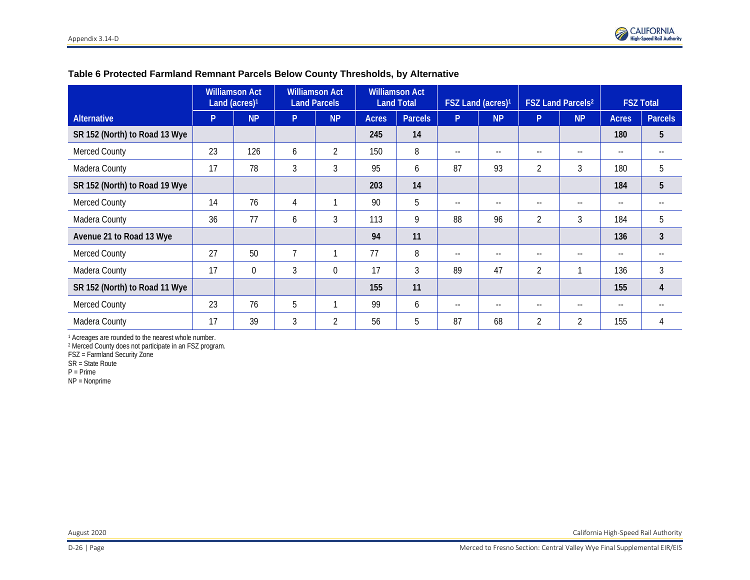**Table 6 Protected Farmland Remnant Parcels Below County Thresholds, by Alternative**

| Alternative | Williamson Act Land (acres)[1] | | Williamson Act Land Parcels | | Williamson Act Land Total | | FSZ Land (acres)[1] | | FSZ Land Parcels[2] | | FSZ Total | |
|---|---|---|---|---|---|---|---|---|---|---|---|---|
| | P | NP | P | NP | Acres | Parcels | P | NP | P | NP | Acres | Parcels |
| **SR 152 (North) to Road 13 Wye** | | | | | **245** | **14** | | | | | **180** | **5** |
| Merced County | 23 | 126 | 6 | 2 | 150 | 8 | -- | -- | -- | -- | -- | -- |
| Madera County | 17 | 78 | 3 | 3 | 95 | 6 | 87 | 93 | 2 | 3 | 180 | 5 |
| **SR 152 (North) to Road 19 Wye** | | | | | **203** | **14** | | | | | **184** | **5** |
| Merced County | 14 | 76 | 4 | 1 | 90 | 5 | -- | -- | -- | -- | -- | -- |
| Madera County | 36 | 77 | 6 | 3 | 113 | 9 | 88 | 96 | 2 | 3 | 184 | 5 |
| **Avenue 21 to Road 13 Wye** | | | | | **94** | **11** | | | | | **136** | **3** |
| Merced County | 27 | 50 | 7 | 1 | 77 | 8 | -- | -- | -- | -- | -- | -- |
| Madera County | 17 | 0 | 3 | 0 | 17 | 3 | 89 | 47 | 2 | 1 | 136 | 3 |
| **SR 152 (North) to Road 11 Wye** | | | | | **155** | **11** | | | | | **155** | **4** |
| Merced County | 23 | 76 | 5 | 1 | 99 | 6 | -- | -- | -- | -- | -- | -- |
| Madera County | 17 | 39 | 3 | 2 | 56 | 5 | 87 | 68 | 2 | 2 | 155 | 4 |

[1] Acreages are rounded to the nearest whole number.
[2] Merced County does not participate in an FSZ program.
FSZ = Farmland Security Zone
SR = State Route
P = Prime
NP = Nonprime